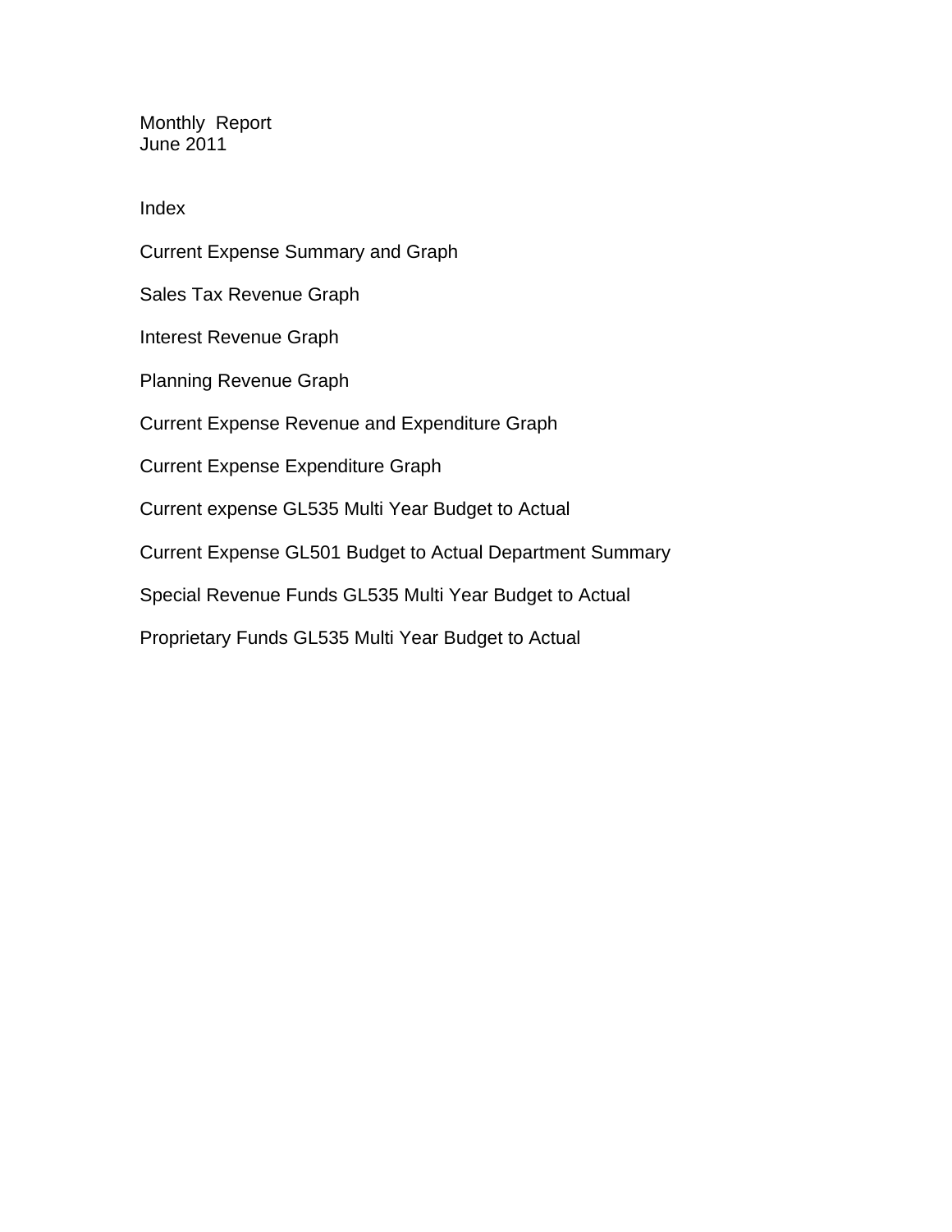# Monthly Report
June 2011

## Index

Current Expense Summary and Graph

Sales Tax Revenue Graph

Interest Revenue Graph

Planning Revenue Graph

Current Expense Revenue and Expenditure Graph

Current Expense Expenditure Graph

Current expense GL535 Multi Year Budget to Actual

Current Expense GL501 Budget to Actual Department Summary

Special Revenue Funds GL535 Multi Year Budget to Actual

Proprietary Funds GL535 Multi Year Budget to Actual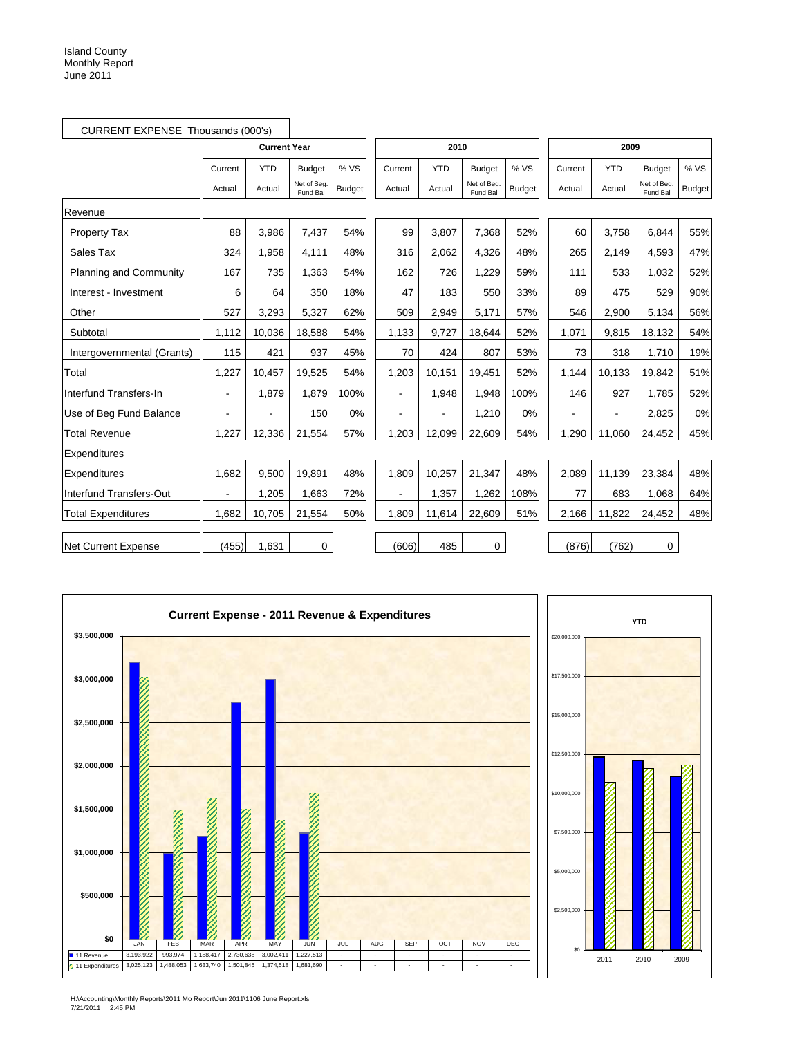Island County
Monthly Report
June 2011

## CURRENT EXPENSE Thousands (000's)

| | Current Year | | | | 2010 | | | | 2009 | | | |
|---|---|---|---|---|---|---|---|---|---|---|---|---|
| | Current Actual | YTD Actual | Budget Net of Beg. Fund Bal | % VS Budget | Current Actual | YTD Actual | Budget Net of Beg. Fund Bal | % VS Budget | Current Actual | YTD Actual | Budget Net of Beg. Fund Bal | % VS Budget |
| **Revenue** | | | | | | | | | | | | |
| Property Tax | 88 | 3,986 | 7,437 | 54% | 99 | 3,807 | 7,368 | 52% | 60 | 3,758 | 6,844 | 55% |
| Sales Tax | 324 | 1,958 | 4,111 | 48% | 316 | 2,062 | 4,326 | 48% | 265 | 2,149 | 4,593 | 47% |
| Planning and Community | 167 | 735 | 1,363 | 54% | 162 | 726 | 1,229 | 59% | 111 | 533 | 1,032 | 52% |
| Interest - Investment | 6 | 64 | 350 | 18% | 47 | 183 | 550 | 33% | 89 | 475 | 529 | 90% |
| Other | 527 | 3,293 | 5,327 | 62% | 509 | 2,949 | 5,171 | 57% | 546 | 2,900 | 5,134 | 56% |
| Subtotal | 1,112 | 10,036 | 18,588 | 54% | 1,133 | 9,727 | 18,644 | 52% | 1,071 | 9,815 | 18,132 | 54% |
| Intergovernmental (Grants) | 115 | 421 | 937 | 45% | 70 | 424 | 807 | 53% | 73 | 318 | 1,710 | 19% |
| Total | 1,227 | 10,457 | 19,525 | 54% | 1,203 | 10,151 | 19,451 | 52% | 1,144 | 10,133 | 19,842 | 51% |
| Interfund Transfers-In | - | 1,879 | 1,879 | 100% | - | 1,948 | 1,948 | 100% | 146 | 927 | 1,785 | 52% |
| Use of Beg Fund Balance | - | - | 150 | 0% | - | - | 1,210 | 0% | - | - | 2,825 | 0% |
| Total Revenue | 1,227 | 12,336 | 21,554 | 57% | 1,203 | 12,099 | 22,609 | 54% | 1,290 | 11,060 | 24,452 | 45% |
| **Expenditures** | | | | | | | | | | | | |
| Expenditures | 1,682 | 9,500 | 19,891 | 48% | 1,809 | 10,257 | 21,347 | 48% | 2,089 | 11,139 | 23,384 | 48% |
| Interfund Transfers-Out | - | 1,205 | 1,663 | 72% | - | 1,357 | 1,262 | 108% | 77 | 683 | 1,068 | 64% |
| Total Expenditures | 1,682 | 10,705 | 21,554 | 50% | 1,809 | 11,614 | 22,609 | 51% | 2,166 | 11,822 | 24,452 | 48% |
| Net Current Expense | (455) | 1,631 | 0 | | (606) | 485 | 0 | | (876) | (762) | 0 | |

### Current Expense - 2011 Revenue & Expenditures

| | JAN | FEB | MAR | APR | MAY | JUN | JUL | AUG | SEP | OCT | NOV | DEC |
|---|---|---|---|---|---|---|---|---|---|---|---|---|
| '11 Revenue | 3,193,922 | 993,974 | 1,188,417 | 2,730,638 | 3,002,411 | 1,227,513 | - | - | - | - | - | - |
| '11 Expenditures | 3,025,123 | 1,488,053 | 1,633,740 | 1,501,845 | 1,374,518 | 1,681,690 | - | - | - | - | - | - |

### YTD

(Chart comparing YTD revenue and expenditures for 2011, 2010, 2009)

H:\Accounting\Monthly Reports\2011 Mo Report\Jun 2011\1106 June Report.xls
7/21/2011 2:45 PM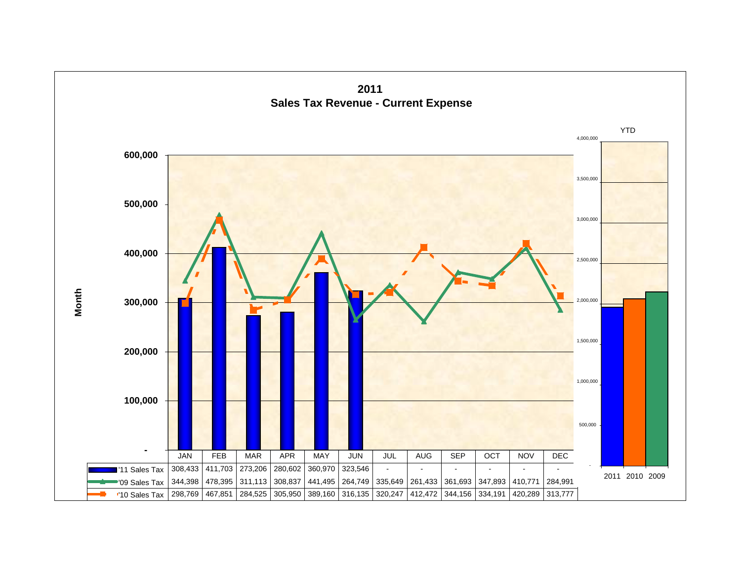**2011**
**Sales Tax Revenue - Current Expense**

Month

600,000
500,000
400,000
300,000
200,000
100,000
-

YTD

4,000,000
3,500,000
3,000,000
2,500,000
2,000,000
1,500,000
1,000,000
500,000
-

2011 2010 2009

| | JAN | FEB | MAR | APR | MAY | JUN | JUL | AUG | SEP | OCT | NOV | DEC |
|---|---|---|---|---|---|---|---|---|---|---|---|---|
| '11 Sales Tax | 308,433 | 411,703 | 273,206 | 280,602 | 360,970 | 323,546 | - | - | - | - | - | - |
| '09 Sales Tax | 344,398 | 478,395 | 311,113 | 308,837 | 441,495 | 264,749 | 335,649 | 261,433 | 361,693 | 347,893 | 410,771 | 284,991 |
| '10 Sales Tax | 298,769 | 467,851 | 284,525 | 305,950 | 389,160 | 316,135 | 320,247 | 412,472 | 344,156 | 334,191 | 420,289 | 313,777 |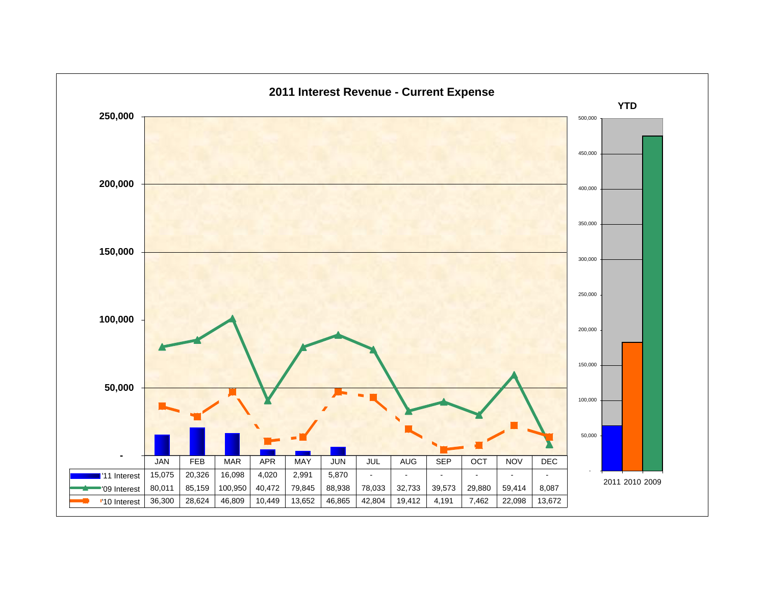## 2011 Interest Revenue - Current Expense

250,000
200,000
150,000
100,000
50,000
-

| | JAN | FEB | MAR | APR | MAY | JUN | JUL | AUG | SEP | OCT | NOV | DEC |
|---|---|---|---|---|---|---|---|---|---|---|---|---|
| '11 Interest | 15,075 | 20,326 | 16,098 | 4,020 | 2,991 | 5,870 | - | - | - | - | - | - |
| '09 Interest | 80,011 | 85,159 | 100,950 | 40,472 | 79,845 | 88,938 | 78,033 | 32,733 | 39,573 | 29,880 | 59,414 | 8,087 |
| '10 Interest | 36,300 | 28,624 | 46,809 | 10,449 | 13,652 | 46,865 | 42,804 | 19,412 | 4,191 | 7,462 | 22,098 | 13,672 |

**YTD**

500,000
450,000
400,000
350,000
300,000
250,000
200,000
150,000
100,000
50,000
-

2011 2010 2009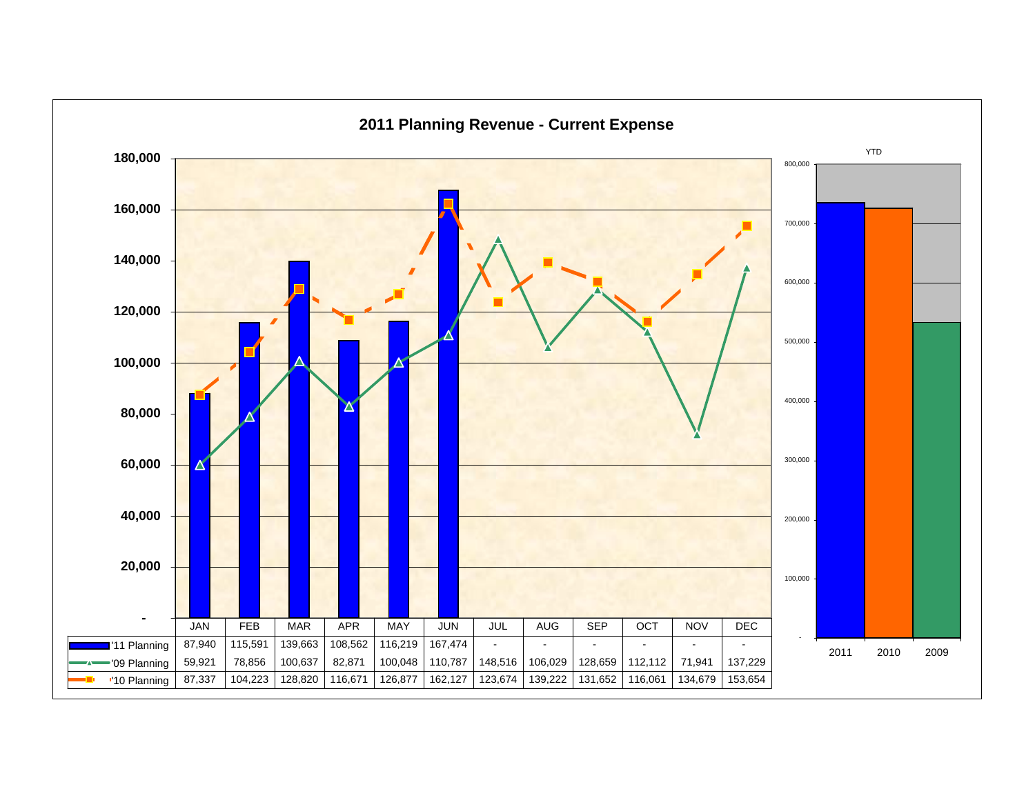# 2011 Planning Revenue - Current Expense

180,000
160,000
140,000
120,000
100,000
80,000
60,000
40,000
20,000
-

| | JAN | FEB | MAR | APR | MAY | JUN | JUL | AUG | SEP | OCT | NOV | DEC |
|---|---|---|---|---|---|---|---|---|---|---|---|---|
| '11 Planning | 87,940 | 115,591 | 139,663 | 108,562 | 116,219 | 167,474 | - | - | - | - | - | - |
| '09 Planning | 59,921 | 78,856 | 100,637 | 82,871 | 100,048 | 110,787 | 148,516 | 106,029 | 128,659 | 112,112 | 71,941 | 137,229 |
| '10 Planning | 87,337 | 104,223 | 128,820 | 116,671 | 126,877 | 162,127 | 123,674 | 139,222 | 131,652 | 116,061 | 134,679 | 153,654 |

YTD

800,000
700,000
600,000
500,000
400,000
300,000
200,000
100,000
-

2011
2010
2009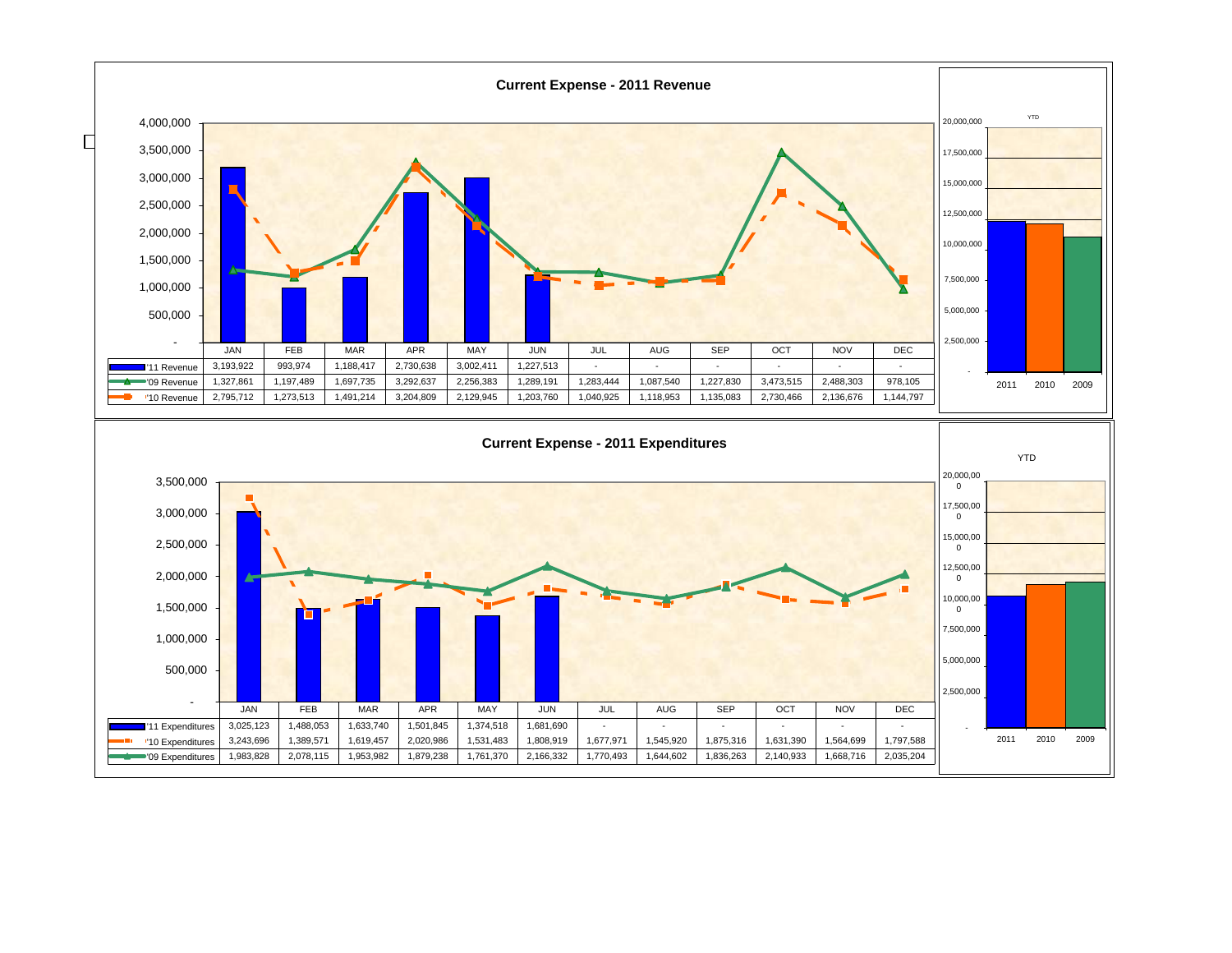## Current Expense - 2011 Revenue

4,000,000
3,500,000
3,000,000
2,500,000
2,000,000
1,500,000
1,000,000
500,000
-

| | JAN | FEB | MAR | APR | MAY | JUN | JUL | AUG | SEP | OCT | NOV | DEC |
|---|---|---|---|---|---|---|---|---|---|---|---|---|
| '11 Revenue | 3,193,922 | 993,974 | 1,188,417 | 2,730,638 | 3,002,411 | 1,227,513 | - | - | - | - | - | - |
| '09 Revenue | 1,327,861 | 1,197,489 | 1,697,735 | 3,292,637 | 2,256,383 | 1,289,191 | 1,283,444 | 1,087,540 | 1,227,830 | 3,473,515 | 2,488,303 | 978,105 |
| '10 Revenue | 2,795,712 | 1,273,513 | 1,491,214 | 3,204,809 | 2,129,945 | 1,203,760 | 1,040,925 | 1,118,953 | 1,135,083 | 2,730,466 | 2,136,676 | 1,144,797 |

YTD

20,000,000
17,500,000
15,000,000
12,500,000
10,000,000
7,500,000
5,000,000
2,500,000
-

2011 2010 2009

## Current Expense - 2011 Expenditures

3,500,000
3,000,000
2,500,000
2,000,000
1,500,000
1,000,000
500,000
-

| | JAN | FEB | MAR | APR | MAY | JUN | JUL | AUG | SEP | OCT | NOV | DEC |
|---|---|---|---|---|---|---|---|---|---|---|---|---|
| '11 Expenditures | 3,025,123 | 1,488,053 | 1,633,740 | 1,501,845 | 1,374,518 | 1,681,690 | - | - | - | - | - | - |
| '10 Expenditures | 3,243,696 | 1,389,571 | 1,619,457 | 2,020,986 | 1,531,483 | 1,808,919 | 1,677,971 | 1,545,920 | 1,875,316 | 1,631,390 | 1,564,699 | 1,797,588 |
| '09 Expenditures | 1,983,828 | 2,078,115 | 1,953,982 | 1,879,238 | 1,761,370 | 2,166,332 | 1,770,493 | 1,644,602 | 1,836,263 | 2,140,933 | 1,668,716 | 2,035,204 |

YTD

20,000,000
17,500,000
15,000,000
12,500,000
10,000,000
7,500,000
5,000,000
2,500,000
-

2011 2010 2009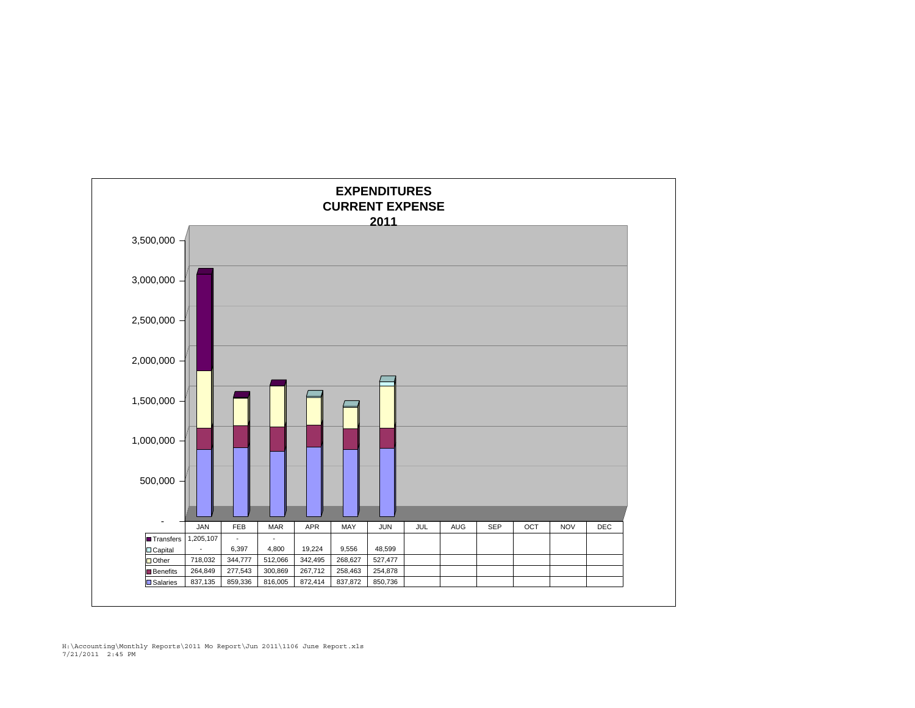**EXPENDITURES**
**CURRENT EXPENSE**
**2011**

3,500,000
3,000,000
2,500,000
2,000,000
1,500,000
1,000,000
500,000
-

| | JAN | FEB | MAR | APR | MAY | JUN | JUL | AUG | SEP | OCT | NOV | DEC |
|---|---|---|---|---|---|---|---|---|---|---|---|---|
| Transfers | 1,205,107 | - | - | | | | | | | | | |
| Capital | - | 6,397 | 4,800 | 19,224 | 9,556 | 48,599 | | | | | | |
| Other | 718,032 | 344,777 | 512,066 | 342,495 | 268,627 | 527,477 | | | | | | |
| Benefits | 264,849 | 277,543 | 300,869 | 267,712 | 258,463 | 254,878 | | | | | | |
| Salaries | 837,135 | 859,336 | 816,005 | 872,414 | 837,872 | 850,736 | | | | | | |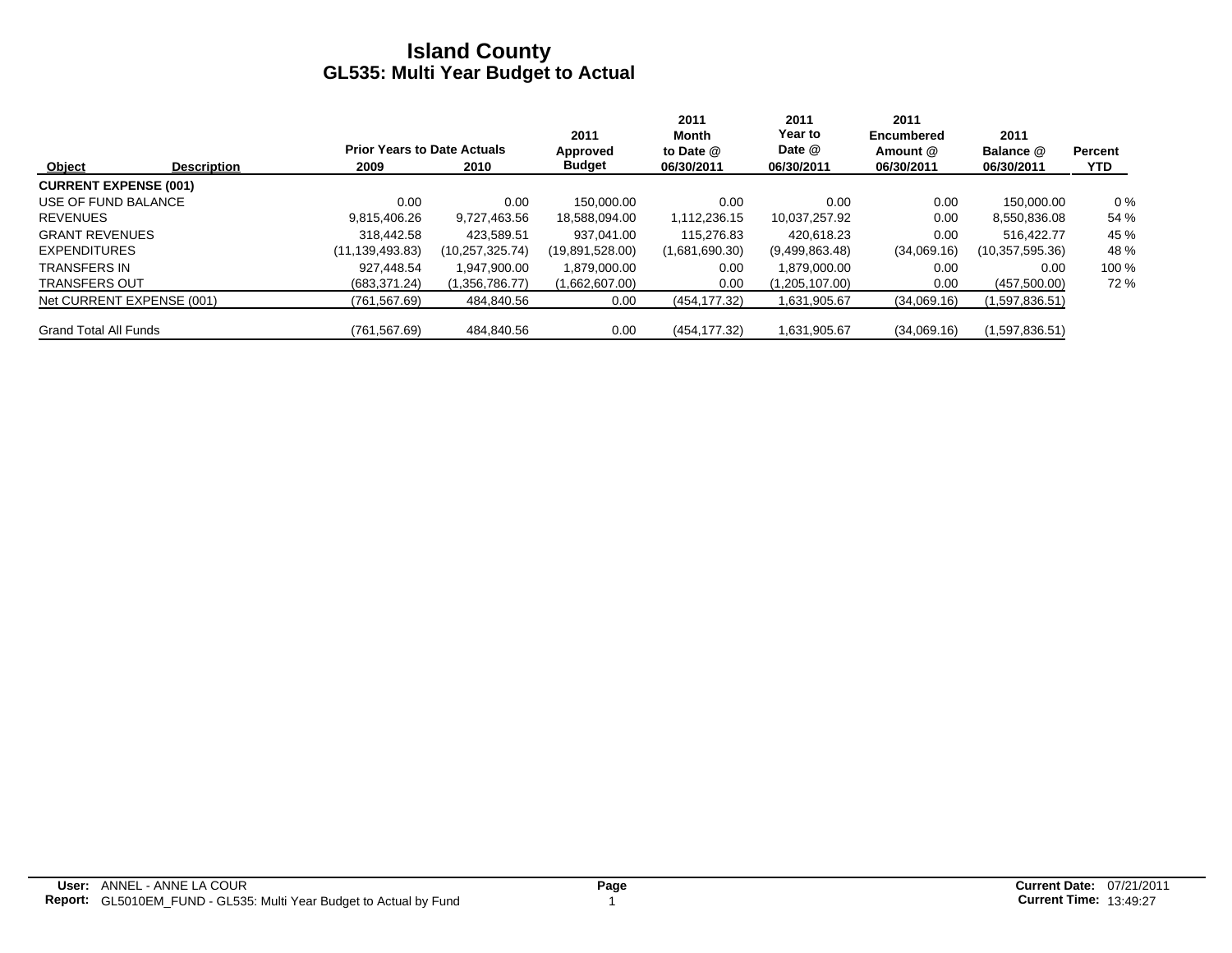# Island County

## GL535: Multi Year Budget to Actual

| Object | Description | Prior Years to Date Actuals 2009 | 2010 | 2011 Approved Budget | 2011 Month to Date @ 06/30/2011 | 2011 Year to Date @ 06/30/2011 | 2011 Encumbered Amount @ 06/30/2011 | 2011 Balance @ 06/30/2011 | Percent YTD |
|---|---|---|---|---|---|---|---|---|---|
| **CURRENT EXPENSE (001)** | | | | | | | | | |
| USE OF FUND BALANCE | | 0.00 | 0.00 | 150,000.00 | 0.00 | 0.00 | 0.00 | 150,000.00 | 0 % |
| REVENUES | | 9,815,406.26 | 9,727,463.56 | 18,588,094.00 | 1,112,236.15 | 10,037,257.92 | 0.00 | 8,550,836.08 | 54 % |
| GRANT REVENUES | | 318,442.58 | 423,589.51 | 937,041.00 | 115,276.83 | 420,618.23 | 0.00 | 516,422.77 | 45 % |
| EXPENDITURES | | (11,139,493.83) | (10,257,325.74) | (19,891,528.00) | (1,681,690.30) | (9,499,863.48) | (34,069.16) | (10,357,595.36) | 48 % |
| TRANSFERS IN | | 927,448.54 | 1,947,900.00 | 1,879,000.00 | 0.00 | 1,879,000.00 | 0.00 | 0.00 | 100 % |
| TRANSFERS OUT | | (683,371.24) | (1,356,786.77) | (1,662,607.00) | 0.00 | (1,205,107.00) | 0.00 | (457,500.00) | 72 % |
| Net CURRENT EXPENSE (001) | | (761,567.69) | 484,840.56 | 0.00 | (454,177.32) | 1,631,905.67 | (34,069.16) | (1,597,836.51) | |
| Grand Total All Funds | | (761,567.69) | 484,840.56 | 0.00 | (454,177.32) | 1,631,905.67 | (34,069.16) | (1,597,836.51) | |

**User:** ANNEL - ANNE LA COUR
**Report:** GL5010EM_FUND - GL535: Multi Year Budget to Actual by Fund

**Current Date:** 07/21/2011
**Current Time:** 13:49:27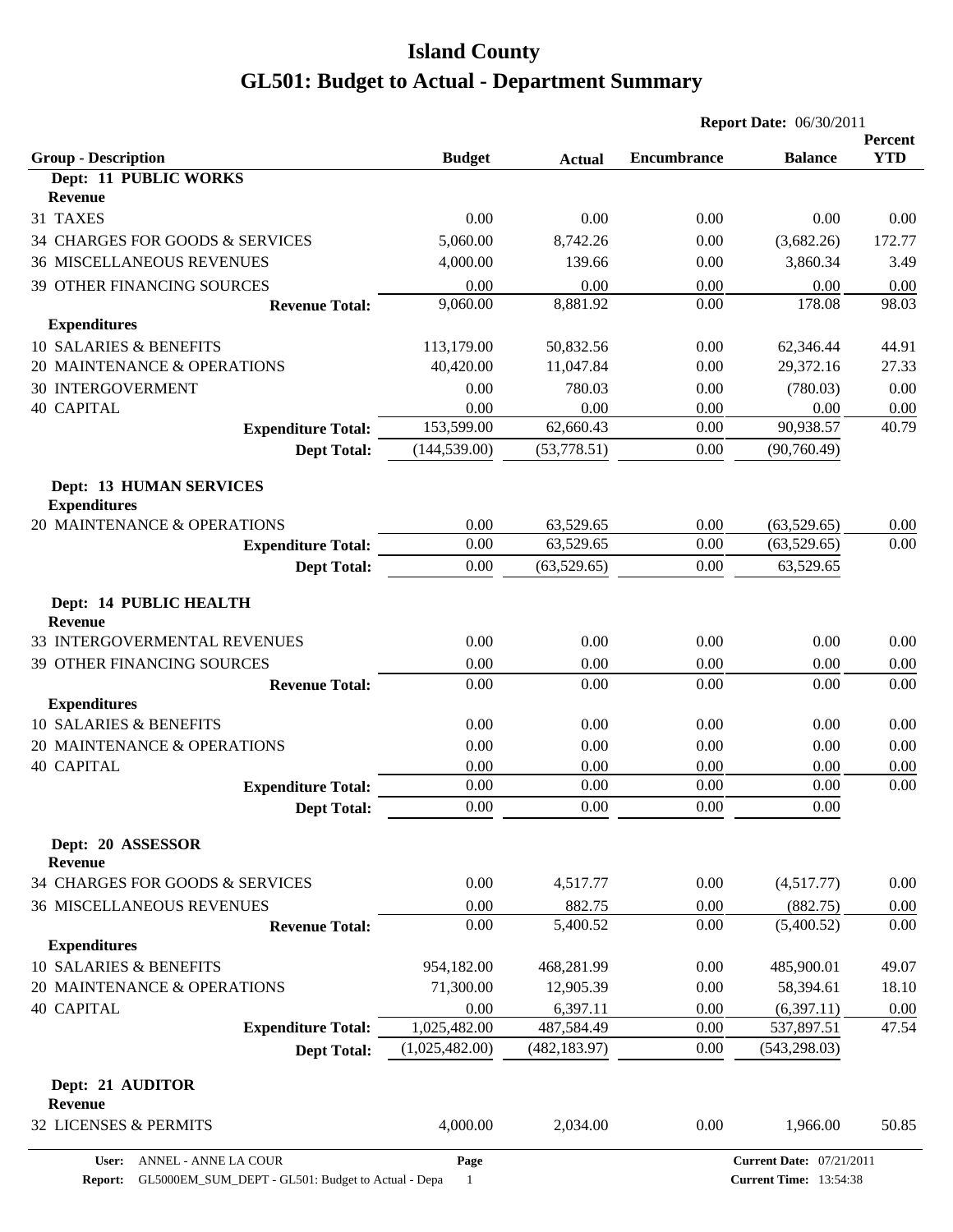# Island County

# GL501: Budget to Actual - Department Summary

**Report Date:** 06/30/2011

| Group - Description | Budget | Actual | Encumbrance | Balance | Percent YTD |
|---|---|---|---|---|---|
| **Dept: 11 PUBLIC WORKS** | | | | | |
| **Revenue** | | | | | |
| 31 TAXES | 0.00 | 0.00 | 0.00 | 0.00 | 0.00 |
| 34 CHARGES FOR GOODS & SERVICES | 5,060.00 | 8,742.26 | 0.00 | (3,682.26) | 172.77 |
| 36 MISCELLANEOUS REVENUES | 4,000.00 | 139.66 | 0.00 | 3,860.34 | 3.49 |
| 39 OTHER FINANCING SOURCES | 0.00 | 0.00 | 0.00 | 0.00 | 0.00 |
| **Revenue Total:** | 9,060.00 | 8,881.92 | 0.00 | 178.08 | 98.03 |
| **Expenditures** | | | | | |
| 10 SALARIES & BENEFITS | 113,179.00 | 50,832.56 | 0.00 | 62,346.44 | 44.91 |
| 20 MAINTENANCE & OPERATIONS | 40,420.00 | 11,047.84 | 0.00 | 29,372.16 | 27.33 |
| 30 INTERGOVERMENT | 0.00 | 780.03 | 0.00 | (780.03) | 0.00 |
| 40 CAPITAL | 0.00 | 0.00 | 0.00 | 0.00 | 0.00 |
| **Expenditure Total:** | 153,599.00 | 62,660.43 | 0.00 | 90,938.57 | 40.79 |
| **Dept Total:** | (144,539.00) | (53,778.51) | 0.00 | (90,760.49) | |
| **Dept: 13 HUMAN SERVICES** | | | | | |
| **Expenditures** | | | | | |
| 20 MAINTENANCE & OPERATIONS | 0.00 | 63,529.65 | 0.00 | (63,529.65) | 0.00 |
| **Expenditure Total:** | 0.00 | 63,529.65 | 0.00 | (63,529.65) | 0.00 |
| **Dept Total:** | 0.00 | (63,529.65) | 0.00 | 63,529.65 | |
| **Dept: 14 PUBLIC HEALTH** | | | | | |
| **Revenue** | | | | | |
| 33 INTERGOVERMENTAL REVENUES | 0.00 | 0.00 | 0.00 | 0.00 | 0.00 |
| 39 OTHER FINANCING SOURCES | 0.00 | 0.00 | 0.00 | 0.00 | 0.00 |
| **Revenue Total:** | 0.00 | 0.00 | 0.00 | 0.00 | 0.00 |
| **Expenditures** | | | | | |
| 10 SALARIES & BENEFITS | 0.00 | 0.00 | 0.00 | 0.00 | 0.00 |
| 20 MAINTENANCE & OPERATIONS | 0.00 | 0.00 | 0.00 | 0.00 | 0.00 |
| 40 CAPITAL | 0.00 | 0.00 | 0.00 | 0.00 | 0.00 |
| **Expenditure Total:** | 0.00 | 0.00 | 0.00 | 0.00 | 0.00 |
| **Dept Total:** | 0.00 | 0.00 | 0.00 | 0.00 | |
| **Dept: 20 ASSESSOR** | | | | | |
| **Revenue** | | | | | |
| 34 CHARGES FOR GOODS & SERVICES | 0.00 | 4,517.77 | 0.00 | (4,517.77) | 0.00 |
| 36 MISCELLANEOUS REVENUES | 0.00 | 882.75 | 0.00 | (882.75) | 0.00 |
| **Revenue Total:** | 0.00 | 5,400.52 | 0.00 | (5,400.52) | 0.00 |
| **Expenditures** | | | | | |
| 10 SALARIES & BENEFITS | 954,182.00 | 468,281.99 | 0.00 | 485,900.01 | 49.07 |
| 20 MAINTENANCE & OPERATIONS | 71,300.00 | 12,905.39 | 0.00 | 58,394.61 | 18.10 |
| 40 CAPITAL | 0.00 | 6,397.11 | 0.00 | (6,397.11) | 0.00 |
| **Expenditure Total:** | 1,025,482.00 | 487,584.49 | 0.00 | 537,897.51 | 47.54 |
| **Dept Total:** | (1,025,482.00) | (482,183.97) | 0.00 | (543,298.03) | |
| **Dept: 21 AUDITOR** | | | | | |
| **Revenue** | | | | | |
| 32 LICENSES & PERMITS | 4,000.00 | 2,034.00 | 0.00 | 1,966.00 | 50.85 |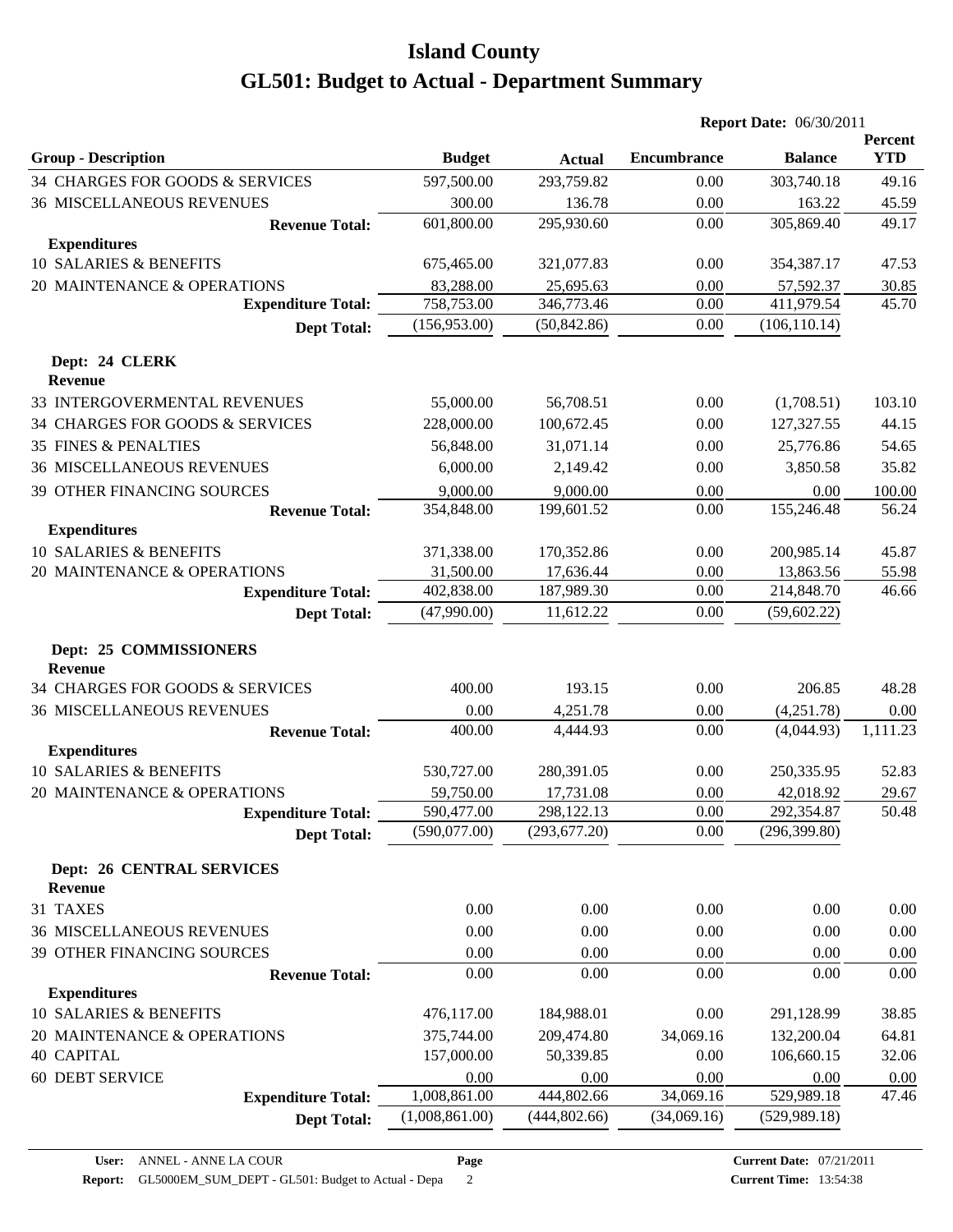# Island County

# GL501: Budget to Actual - Department Summary

**Report Date:** 06/30/2011

| Group - Description | Budget | Actual | Encumbrance | Balance | Percent YTD |
|---|---|---|---|---|---|
| 34 CHARGES FOR GOODS & SERVICES | 597,500.00 | 293,759.82 | 0.00 | 303,740.18 | 49.16 |
| 36 MISCELLANEOUS REVENUES | 300.00 | 136.78 | 0.00 | 163.22 | 45.59 |
| **Revenue Total:** | 601,800.00 | 295,930.60 | 0.00 | 305,869.40 | 49.17 |
| **Expenditures** | | | | | |
| 10 SALARIES & BENEFITS | 675,465.00 | 321,077.83 | 0.00 | 354,387.17 | 47.53 |
| 20 MAINTENANCE & OPERATIONS | 83,288.00 | 25,695.63 | 0.00 | 57,592.37 | 30.85 |
| **Expenditure Total:** | 758,753.00 | 346,773.46 | 0.00 | 411,979.54 | 45.70 |
| **Dept Total:** | (156,953.00) | (50,842.86) | 0.00 | (106,110.14) | |
| **Dept: 24 CLERK** | | | | | |
| **Revenue** | | | | | |
| 33 INTERGOVERMENTAL REVENUES | 55,000.00 | 56,708.51 | 0.00 | (1,708.51) | 103.10 |
| 34 CHARGES FOR GOODS & SERVICES | 228,000.00 | 100,672.45 | 0.00 | 127,327.55 | 44.15 |
| 35 FINES & PENALTIES | 56,848.00 | 31,071.14 | 0.00 | 25,776.86 | 54.65 |
| 36 MISCELLANEOUS REVENUES | 6,000.00 | 2,149.42 | 0.00 | 3,850.58 | 35.82 |
| 39 OTHER FINANCING SOURCES | 9,000.00 | 9,000.00 | 0.00 | 0.00 | 100.00 |
| **Revenue Total:** | 354,848.00 | 199,601.52 | 0.00 | 155,246.48 | 56.24 |
| **Expenditures** | | | | | |
| 10 SALARIES & BENEFITS | 371,338.00 | 170,352.86 | 0.00 | 200,985.14 | 45.87 |
| 20 MAINTENANCE & OPERATIONS | 31,500.00 | 17,636.44 | 0.00 | 13,863.56 | 55.98 |
| **Expenditure Total:** | 402,838.00 | 187,989.30 | 0.00 | 214,848.70 | 46.66 |
| **Dept Total:** | (47,990.00) | 11,612.22 | 0.00 | (59,602.22) | |
| **Dept: 25 COMMISSIONERS** | | | | | |
| **Revenue** | | | | | |
| 34 CHARGES FOR GOODS & SERVICES | 400.00 | 193.15 | 0.00 | 206.85 | 48.28 |
| 36 MISCELLANEOUS REVENUES | 0.00 | 4,251.78 | 0.00 | (4,251.78) | 0.00 |
| **Revenue Total:** | 400.00 | 4,444.93 | 0.00 | (4,044.93) | 1,111.23 |
| **Expenditures** | | | | | |
| 10 SALARIES & BENEFITS | 530,727.00 | 280,391.05 | 0.00 | 250,335.95 | 52.83 |
| 20 MAINTENANCE & OPERATIONS | 59,750.00 | 17,731.08 | 0.00 | 42,018.92 | 29.67 |
| **Expenditure Total:** | 590,477.00 | 298,122.13 | 0.00 | 292,354.87 | 50.48 |
| **Dept Total:** | (590,077.00) | (293,677.20) | 0.00 | (296,399.80) | |
| **Dept: 26 CENTRAL SERVICES** | | | | | |
| **Revenue** | | | | | |
| 31 TAXES | 0.00 | 0.00 | 0.00 | 0.00 | 0.00 |
| 36 MISCELLANEOUS REVENUES | 0.00 | 0.00 | 0.00 | 0.00 | 0.00 |
| 39 OTHER FINANCING SOURCES | 0.00 | 0.00 | 0.00 | 0.00 | 0.00 |
| **Revenue Total:** | 0.00 | 0.00 | 0.00 | 0.00 | 0.00 |
| **Expenditures** | | | | | |
| 10 SALARIES & BENEFITS | 476,117.00 | 184,988.01 | 0.00 | 291,128.99 | 38.85 |
| 20 MAINTENANCE & OPERATIONS | 375,744.00 | 209,474.80 | 34,069.16 | 132,200.04 | 64.81 |
| 40 CAPITAL | 157,000.00 | 50,339.85 | 0.00 | 106,660.15 | 32.06 |
| 60 DEBT SERVICE | 0.00 | 0.00 | 0.00 | 0.00 | 0.00 |
| **Expenditure Total:** | 1,008,861.00 | 444,802.66 | 34,069.16 | 529,989.18 | 47.46 |
| **Dept Total:** | (1,008,861.00) | (444,802.66) | (34,069.16) | (529,989.18) | |

**User:** ANNEL - ANNE LA COUR
**Report:** GL5000EM_SUM_DEPT - GL501: Budget to Actual - Depa
**Current Date:** 07/21/2011
**Current Time:** 13:54:38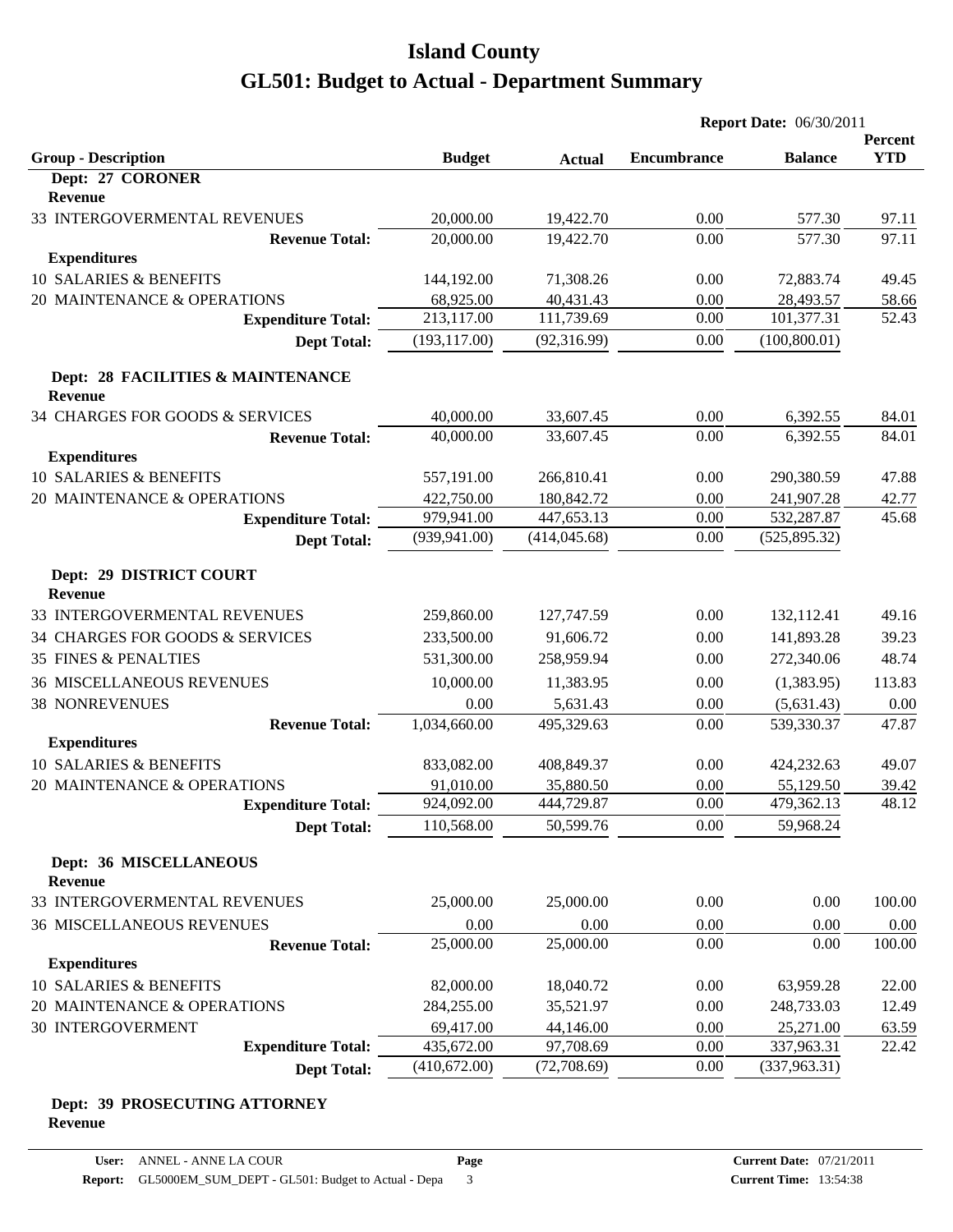# Island County

## GL501: Budget to Actual - Department Summary

**Report Date:** 06/30/2011

| Group - Description | Budget | Actual | Encumbrance | Balance | Percent YTD |
|---|---|---|---|---|---|
| **Dept: 27 CORONER** | | | | | |
| **Revenue** | | | | | |
| 33 INTERGOVERMENTAL REVENUES | 20,000.00 | 19,422.70 | 0.00 | 577.30 | 97.11 |
| **Revenue Total:** | 20,000.00 | 19,422.70 | 0.00 | 577.30 | 97.11 |
| **Expenditures** | | | | | |
| 10 SALARIES & BENEFITS | 144,192.00 | 71,308.26 | 0.00 | 72,883.74 | 49.45 |
| 20 MAINTENANCE & OPERATIONS | 68,925.00 | 40,431.43 | 0.00 | 28,493.57 | 58.66 |
| **Expenditure Total:** | 213,117.00 | 111,739.69 | 0.00 | 101,377.31 | 52.43 |
| **Dept Total:** | (193,117.00) | (92,316.99) | 0.00 | (100,800.01) | |
| **Dept: 28 FACILITIES & MAINTENANCE** | | | | | |
| **Revenue** | | | | | |
| 34 CHARGES FOR GOODS & SERVICES | 40,000.00 | 33,607.45 | 0.00 | 6,392.55 | 84.01 |
| **Revenue Total:** | 40,000.00 | 33,607.45 | 0.00 | 6,392.55 | 84.01 |
| **Expenditures** | | | | | |
| 10 SALARIES & BENEFITS | 557,191.00 | 266,810.41 | 0.00 | 290,380.59 | 47.88 |
| 20 MAINTENANCE & OPERATIONS | 422,750.00 | 180,842.72 | 0.00 | 241,907.28 | 42.77 |
| **Expenditure Total:** | 979,941.00 | 447,653.13 | 0.00 | 532,287.87 | 45.68 |
| **Dept Total:** | (939,941.00) | (414,045.68) | 0.00 | (525,895.32) | |
| **Dept: 29 DISTRICT COURT** | | | | | |
| **Revenue** | | | | | |
| 33 INTERGOVERMENTAL REVENUES | 259,860.00 | 127,747.59 | 0.00 | 132,112.41 | 49.16 |
| 34 CHARGES FOR GOODS & SERVICES | 233,500.00 | 91,606.72 | 0.00 | 141,893.28 | 39.23 |
| 35 FINES & PENALTIES | 531,300.00 | 258,959.94 | 0.00 | 272,340.06 | 48.74 |
| 36 MISCELLANEOUS REVENUES | 10,000.00 | 11,383.95 | 0.00 | (1,383.95) | 113.83 |
| 38 NONREVENUES | 0.00 | 5,631.43 | 0.00 | (5,631.43) | 0.00 |
| **Revenue Total:** | 1,034,660.00 | 495,329.63 | 0.00 | 539,330.37 | 47.87 |
| **Expenditures** | | | | | |
| 10 SALARIES & BENEFITS | 833,082.00 | 408,849.37 | 0.00 | 424,232.63 | 49.07 |
| 20 MAINTENANCE & OPERATIONS | 91,010.00 | 35,880.50 | 0.00 | 55,129.50 | 39.42 |
| **Expenditure Total:** | 924,092.00 | 444,729.87 | 0.00 | 479,362.13 | 48.12 |
| **Dept Total:** | 110,568.00 | 50,599.76 | 0.00 | 59,968.24 | |
| **Dept: 36 MISCELLANEOUS** | | | | | |
| **Revenue** | | | | | |
| 33 INTERGOVERMENTAL REVENUES | 25,000.00 | 25,000.00 | 0.00 | 0.00 | 100.00 |
| 36 MISCELLANEOUS REVENUES | 0.00 | 0.00 | 0.00 | 0.00 | 0.00 |
| **Revenue Total:** | 25,000.00 | 25,000.00 | 0.00 | 0.00 | 100.00 |
| **Expenditures** | | | | | |
| 10 SALARIES & BENEFITS | 82,000.00 | 18,040.72 | 0.00 | 63,959.28 | 22.00 |
| 20 MAINTENANCE & OPERATIONS | 284,255.00 | 35,521.97 | 0.00 | 248,733.03 | 12.49 |
| 30 INTERGOVERMENT | 69,417.00 | 44,146.00 | 0.00 | 25,271.00 | 63.59 |
| **Expenditure Total:** | 435,672.00 | 97,708.69 | 0.00 | 337,963.31 | 22.42 |
| **Dept Total:** | (410,672.00) | (72,708.69) | 0.00 | (337,963.31) | |
| **Dept: 39 PROSECUTING ATTORNEY** | | | | | |
| **Revenue** | | | | | |

**User:** ANNEL - ANNE LA COUR
**Report:** GL5000EM_SUM_DEPT - GL501: Budget to Actual - Depa
**Page** 3
**Current Date:** 07/21/2011
**Current Time:** 13:54:38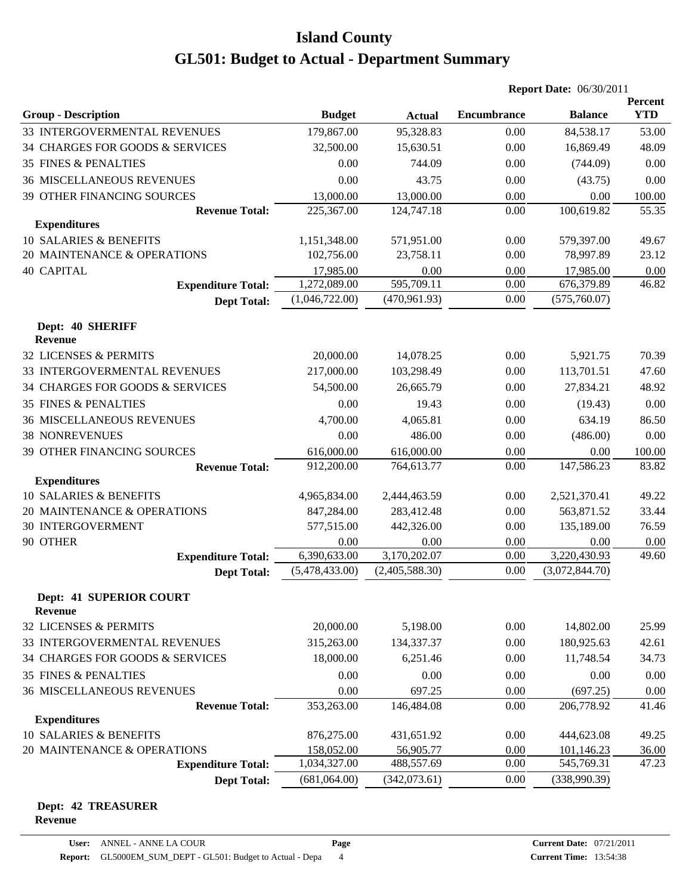# Island County

# GL501: Budget to Actual - Department Summary

**Report Date:** 06/30/2011

| Group - Description | Budget | Actual | Encumbrance | Balance | Percent YTD |
|---|---|---|---|---|---|
| 33 INTERGOVERMENTAL REVENUES | 179,867.00 | 95,328.83 | 0.00 | 84,538.17 | 53.00 |
| 34 CHARGES FOR GOODS & SERVICES | 32,500.00 | 15,630.51 | 0.00 | 16,869.49 | 48.09 |
| 35 FINES & PENALTIES | 0.00 | 744.09 | 0.00 | (744.09) | 0.00 |
| 36 MISCELLANEOUS REVENUES | 0.00 | 43.75 | 0.00 | (43.75) | 0.00 |
| 39 OTHER FINANCING SOURCES | 13,000.00 | 13,000.00 | 0.00 | 0.00 | 100.00 |
| **Revenue Total:** | 225,367.00 | 124,747.18 | 0.00 | 100,619.82 | 55.35 |
| **Expenditures** | | | | | |
| 10 SALARIES & BENEFITS | 1,151,348.00 | 571,951.00 | 0.00 | 579,397.00 | 49.67 |
| 20 MAINTENANCE & OPERATIONS | 102,756.00 | 23,758.11 | 0.00 | 78,997.89 | 23.12 |
| 40 CAPITAL | 17,985.00 | 0.00 | 0.00 | 17,985.00 | 0.00 |
| **Expenditure Total:** | 1,272,089.00 | 595,709.11 | 0.00 | 676,379.89 | 46.82 |
| **Dept Total:** | (1,046,722.00) | (470,961.93) | 0.00 | (575,760.07) | |

**Dept: 40 SHERIFF**

| Group - Description | Budget | Actual | Encumbrance | Balance | Percent YTD |
|---|---|---|---|---|---|
| **Revenue** | | | | | |
| 32 LICENSES & PERMITS | 20,000.00 | 14,078.25 | 0.00 | 5,921.75 | 70.39 |
| 33 INTERGOVERMENTAL REVENUES | 217,000.00 | 103,298.49 | 0.00 | 113,701.51 | 47.60 |
| 34 CHARGES FOR GOODS & SERVICES | 54,500.00 | 26,665.79 | 0.00 | 27,834.21 | 48.92 |
| 35 FINES & PENALTIES | 0.00 | 19.43 | 0.00 | (19.43) | 0.00 |
| 36 MISCELLANEOUS REVENUES | 4,700.00 | 4,065.81 | 0.00 | 634.19 | 86.50 |
| 38 NONREVENUES | 0.00 | 486.00 | 0.00 | (486.00) | 0.00 |
| 39 OTHER FINANCING SOURCES | 616,000.00 | 616,000.00 | 0.00 | 0.00 | 100.00 |
| **Revenue Total:** | 912,200.00 | 764,613.77 | 0.00 | 147,586.23 | 83.82 |
| **Expenditures** | | | | | |
| 10 SALARIES & BENEFITS | 4,965,834.00 | 2,444,463.59 | 0.00 | 2,521,370.41 | 49.22 |
| 20 MAINTENANCE & OPERATIONS | 847,284.00 | 283,412.48 | 0.00 | 563,871.52 | 33.44 |
| 30 INTERGOVERMENT | 577,515.00 | 442,326.00 | 0.00 | 135,189.00 | 76.59 |
| 90 OTHER | 0.00 | 0.00 | 0.00 | 0.00 | 0.00 |
| **Expenditure Total:** | 6,390,633.00 | 3,170,202.07 | 0.00 | 3,220,430.93 | 49.60 |
| **Dept Total:** | (5,478,433.00) | (2,405,588.30) | 0.00 | (3,072,844.70) | |

**Dept: 41 SUPERIOR COURT**

| Group - Description | Budget | Actual | Encumbrance | Balance | Percent YTD |
|---|---|---|---|---|---|
| **Revenue** | | | | | |
| 32 LICENSES & PERMITS | 20,000.00 | 5,198.00 | 0.00 | 14,802.00 | 25.99 |
| 33 INTERGOVERMENTAL REVENUES | 315,263.00 | 134,337.37 | 0.00 | 180,925.63 | 42.61 |
| 34 CHARGES FOR GOODS & SERVICES | 18,000.00 | 6,251.46 | 0.00 | 11,748.54 | 34.73 |
| 35 FINES & PENALTIES | 0.00 | 0.00 | 0.00 | 0.00 | 0.00 |
| 36 MISCELLANEOUS REVENUES | 0.00 | 697.25 | 0.00 | (697.25) | 0.00 |
| **Revenue Total:** | 353,263.00 | 146,484.08 | 0.00 | 206,778.92 | 41.46 |
| **Expenditures** | | | | | |
| 10 SALARIES & BENEFITS | 876,275.00 | 431,651.92 | 0.00 | 444,623.08 | 49.25 |
| 20 MAINTENANCE & OPERATIONS | 158,052.00 | 56,905.77 | 0.00 | 101,146.23 | 36.00 |
| **Expenditure Total:** | 1,034,327.00 | 488,557.69 | 0.00 | 545,769.31 | 47.23 |
| **Dept Total:** | (681,064.00) | (342,073.61) | 0.00 | (338,990.39) | |

**Dept: 42 TREASURER**

**Revenue**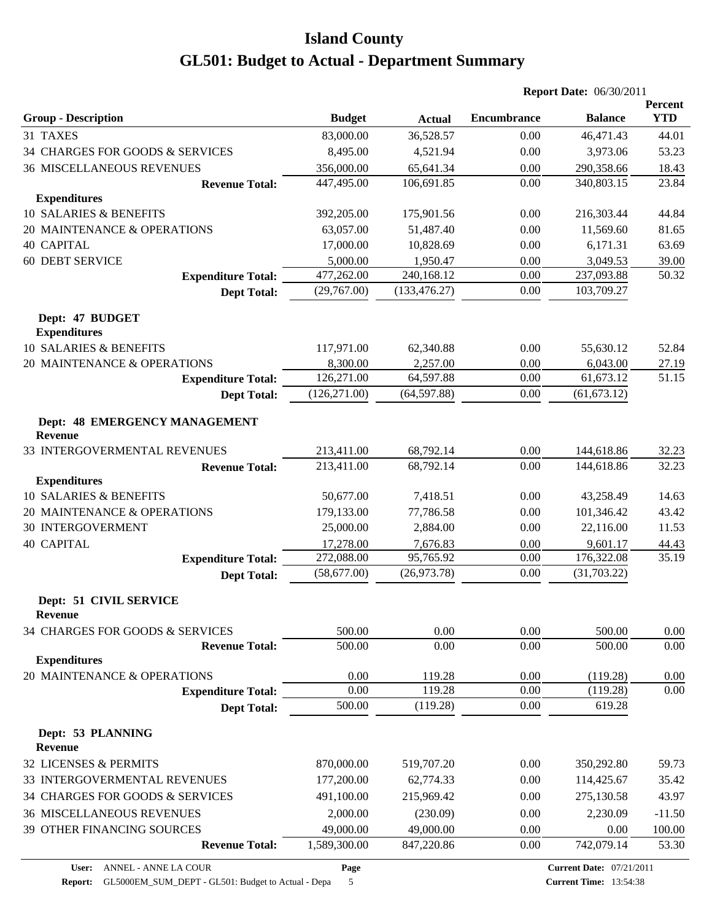# Island County

# GL501: Budget to Actual - Department Summary

**Report Date:** 06/30/2011

| Group - Description | Budget | Actual | Encumbrance | Balance | Percent YTD |
|---|---|---|---|---|---|
| 31 TAXES | 83,000.00 | 36,528.57 | 0.00 | 46,471.43 | 44.01 |
| 34 CHARGES FOR GOODS & SERVICES | 8,495.00 | 4,521.94 | 0.00 | 3,973.06 | 53.23 |
| 36 MISCELLANEOUS REVENUES | 356,000.00 | 65,641.34 | 0.00 | 290,358.66 | 18.43 |
| **Revenue Total:** | 447,495.00 | 106,691.85 | 0.00 | 340,803.15 | 23.84 |
| **Expenditures** | | | | | |
| 10 SALARIES & BENEFITS | 392,205.00 | 175,901.56 | 0.00 | 216,303.44 | 44.84 |
| 20 MAINTENANCE & OPERATIONS | 63,057.00 | 51,487.40 | 0.00 | 11,569.60 | 81.65 |
| 40 CAPITAL | 17,000.00 | 10,828.69 | 0.00 | 6,171.31 | 63.69 |
| 60 DEBT SERVICE | 5,000.00 | 1,950.47 | 0.00 | 3,049.53 | 39.00 |
| **Expenditure Total:** | 477,262.00 | 240,168.12 | 0.00 | 237,093.88 | 50.32 |
| **Dept Total:** | (29,767.00) | (133,476.27) | 0.00 | 103,709.27 | |
| **Dept: 47 BUDGET** | | | | | |
| **Expenditures** | | | | | |
| 10 SALARIES & BENEFITS | 117,971.00 | 62,340.88 | 0.00 | 55,630.12 | 52.84 |
| 20 MAINTENANCE & OPERATIONS | 8,300.00 | 2,257.00 | 0.00 | 6,043.00 | 27.19 |
| **Expenditure Total:** | 126,271.00 | 64,597.88 | 0.00 | 61,673.12 | 51.15 |
| **Dept Total:** | (126,271.00) | (64,597.88) | 0.00 | (61,673.12) | |
| **Dept: 48 EMERGENCY MANAGEMENT** | | | | | |
| **Revenue** | | | | | |
| 33 INTERGOVERMENTAL REVENUES | 213,411.00 | 68,792.14 | 0.00 | 144,618.86 | 32.23 |
| **Revenue Total:** | 213,411.00 | 68,792.14 | 0.00 | 144,618.86 | 32.23 |
| **Expenditures** | | | | | |
| 10 SALARIES & BENEFITS | 50,677.00 | 7,418.51 | 0.00 | 43,258.49 | 14.63 |
| 20 MAINTENANCE & OPERATIONS | 179,133.00 | 77,786.58 | 0.00 | 101,346.42 | 43.42 |
| 30 INTERGOVERMENT | 25,000.00 | 2,884.00 | 0.00 | 22,116.00 | 11.53 |
| 40 CAPITAL | 17,278.00 | 7,676.83 | 0.00 | 9,601.17 | 44.43 |
| **Expenditure Total:** | 272,088.00 | 95,765.92 | 0.00 | 176,322.08 | 35.19 |
| **Dept Total:** | (58,677.00) | (26,973.78) | 0.00 | (31,703.22) | |
| **Dept: 51 CIVIL SERVICE** | | | | | |
| **Revenue** | | | | | |
| 34 CHARGES FOR GOODS & SERVICES | 500.00 | 0.00 | 0.00 | 500.00 | 0.00 |
| **Revenue Total:** | 500.00 | 0.00 | 0.00 | 500.00 | 0.00 |
| **Expenditures** | | | | | |
| 20 MAINTENANCE & OPERATIONS | 0.00 | 119.28 | 0.00 | (119.28) | 0.00 |
| **Expenditure Total:** | 0.00 | 119.28 | 0.00 | (119.28) | 0.00 |
| **Dept Total:** | 500.00 | (119.28) | 0.00 | 619.28 | |
| **Dept: 53 PLANNING** | | | | | |
| **Revenue** | | | | | |
| 32 LICENSES & PERMITS | 870,000.00 | 519,707.20 | 0.00 | 350,292.80 | 59.73 |
| 33 INTERGOVERMENTAL REVENUES | 177,200.00 | 62,774.33 | 0.00 | 114,425.67 | 35.42 |
| 34 CHARGES FOR GOODS & SERVICES | 491,100.00 | 215,969.42 | 0.00 | 275,130.58 | 43.97 |
| 36 MISCELLANEOUS REVENUES | 2,000.00 | (230.09) | 0.00 | 2,230.09 | -11.50 |
| 39 OTHER FINANCING SOURCES | 49,000.00 | 49,000.00 | 0.00 | 0.00 | 100.00 |
| **Revenue Total:** | 1,589,300.00 | 847,220.86 | 0.00 | 742,079.14 | 53.30 |

**User:** ANNEL - ANNE LA COUR
**Report:** GL5000EM_SUM_DEPT - GL501: Budget to Actual - Depa
**Current Date:** 07/21/2011
**Current Time:** 13:54:38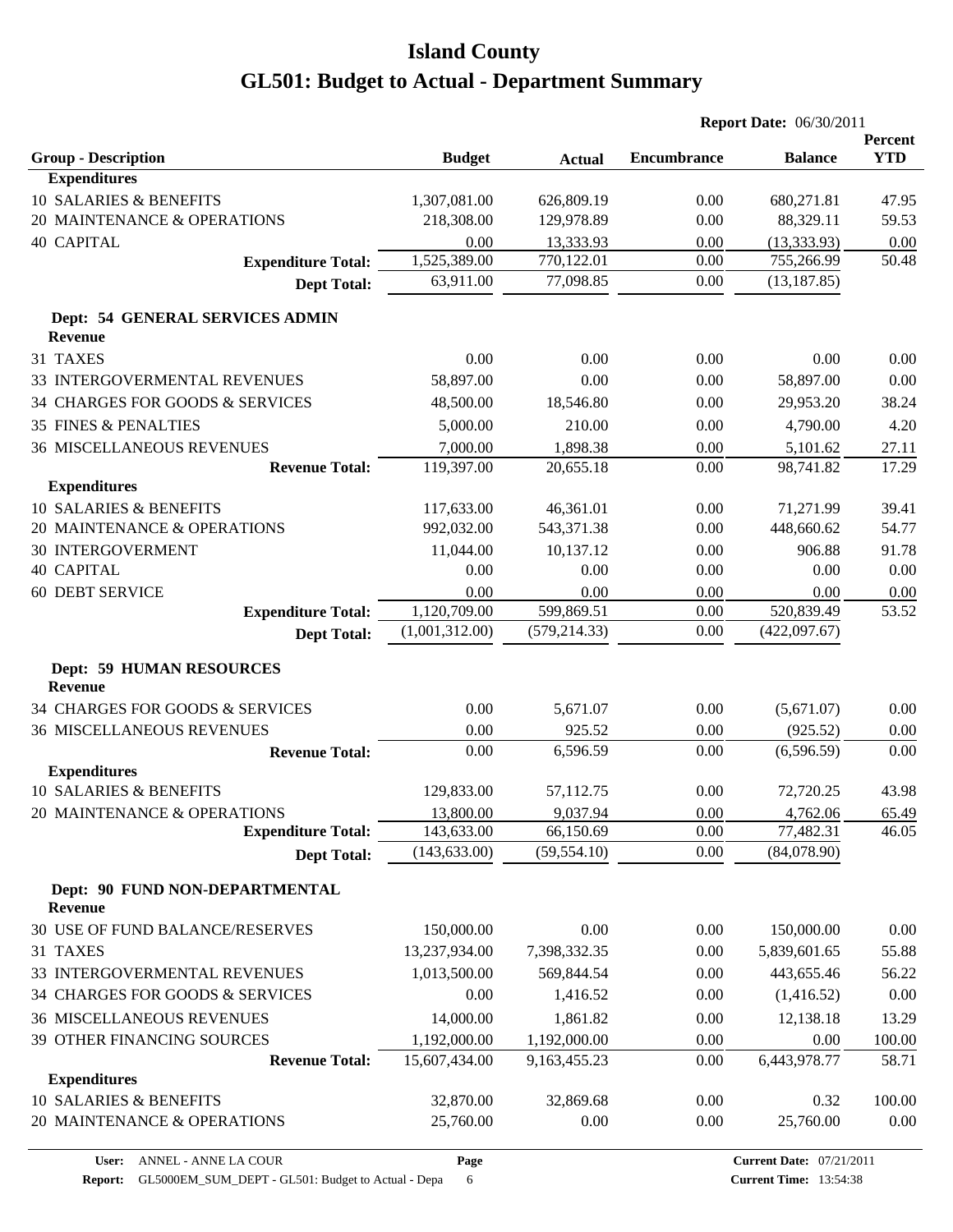# Island County

# GL501: Budget to Actual - Department Summary

**Report Date:** 06/30/2011

| Group - Description | Budget | Actual | Encumbrance | Balance | Percent YTD |
|---|---|---|---|---|---|
| **Expenditures** | | | | | |
| 10 SALARIES & BENEFITS | 1,307,081.00 | 626,809.19 | 0.00 | 680,271.81 | 47.95 |
| 20 MAINTENANCE & OPERATIONS | 218,308.00 | 129,978.89 | 0.00 | 88,329.11 | 59.53 |
| 40 CAPITAL | 0.00 | 13,333.93 | 0.00 | (13,333.93) | 0.00 |
| **Expenditure Total:** | 1,525,389.00 | 770,122.01 | 0.00 | 755,266.99 | 50.48 |
| **Dept Total:** | 63,911.00 | 77,098.85 | 0.00 | (13,187.85) | |
| **Dept: 54 GENERAL SERVICES ADMIN** | | | | | |
| **Revenue** | | | | | |
| 31 TAXES | 0.00 | 0.00 | 0.00 | 0.00 | 0.00 |
| 33 INTERGOVERMENTAL REVENUES | 58,897.00 | 0.00 | 0.00 | 58,897.00 | 0.00 |
| 34 CHARGES FOR GOODS & SERVICES | 48,500.00 | 18,546.80 | 0.00 | 29,953.20 | 38.24 |
| 35 FINES & PENALTIES | 5,000.00 | 210.00 | 0.00 | 4,790.00 | 4.20 |
| 36 MISCELLANEOUS REVENUES | 7,000.00 | 1,898.38 | 0.00 | 5,101.62 | 27.11 |
| **Revenue Total:** | 119,397.00 | 20,655.18 | 0.00 | 98,741.82 | 17.29 |
| **Expenditures** | | | | | |
| 10 SALARIES & BENEFITS | 117,633.00 | 46,361.01 | 0.00 | 71,271.99 | 39.41 |
| 20 MAINTENANCE & OPERATIONS | 992,032.00 | 543,371.38 | 0.00 | 448,660.62 | 54.77 |
| 30 INTERGOVERMENT | 11,044.00 | 10,137.12 | 0.00 | 906.88 | 91.78 |
| 40 CAPITAL | 0.00 | 0.00 | 0.00 | 0.00 | 0.00 |
| 60 DEBT SERVICE | 0.00 | 0.00 | 0.00 | 0.00 | 0.00 |
| **Expenditure Total:** | 1,120,709.00 | 599,869.51 | 0.00 | 520,839.49 | 53.52 |
| **Dept Total:** | (1,001,312.00) | (579,214.33) | 0.00 | (422,097.67) | |
| **Dept: 59 HUMAN RESOURCES** | | | | | |
| **Revenue** | | | | | |
| 34 CHARGES FOR GOODS & SERVICES | 0.00 | 5,671.07 | 0.00 | (5,671.07) | 0.00 |
| 36 MISCELLANEOUS REVENUES | 0.00 | 925.52 | 0.00 | (925.52) | 0.00 |
| **Revenue Total:** | 0.00 | 6,596.59 | 0.00 | (6,596.59) | 0.00 |
| **Expenditures** | | | | | |
| 10 SALARIES & BENEFITS | 129,833.00 | 57,112.75 | 0.00 | 72,720.25 | 43.98 |
| 20 MAINTENANCE & OPERATIONS | 13,800.00 | 9,037.94 | 0.00 | 4,762.06 | 65.49 |
| **Expenditure Total:** | 143,633.00 | 66,150.69 | 0.00 | 77,482.31 | 46.05 |
| **Dept Total:** | (143,633.00) | (59,554.10) | 0.00 | (84,078.90) | |
| **Dept: 90 FUND NON-DEPARTMENTAL** | | | | | |
| **Revenue** | | | | | |
| 30 USE OF FUND BALANCE/RESERVES | 150,000.00 | 0.00 | 0.00 | 150,000.00 | 0.00 |
| 31 TAXES | 13,237,934.00 | 7,398,332.35 | 0.00 | 5,839,601.65 | 55.88 |
| 33 INTERGOVERMENTAL REVENUES | 1,013,500.00 | 569,844.54 | 0.00 | 443,655.46 | 56.22 |
| 34 CHARGES FOR GOODS & SERVICES | 0.00 | 1,416.52 | 0.00 | (1,416.52) | 0.00 |
| 36 MISCELLANEOUS REVENUES | 14,000.00 | 1,861.82 | 0.00 | 12,138.18 | 13.29 |
| 39 OTHER FINANCING SOURCES | 1,192,000.00 | 1,192,000.00 | 0.00 | 0.00 | 100.00 |
| **Revenue Total:** | 15,607,434.00 | 9,163,455.23 | 0.00 | 6,443,978.77 | 58.71 |
| **Expenditures** | | | | | |
| 10 SALARIES & BENEFITS | 32,870.00 | 32,869.68 | 0.00 | 0.32 | 100.00 |
| 20 MAINTENANCE & OPERATIONS | 25,760.00 | 0.00 | 0.00 | 25,760.00 | 0.00 |

**User:** ANNEL - ANNE LA COUR
**Report:** GL5000EM_SUM_DEPT - GL501: Budget to Actual - Depa
**Current Date:** 07/21/2011
**Current Time:** 13:54:38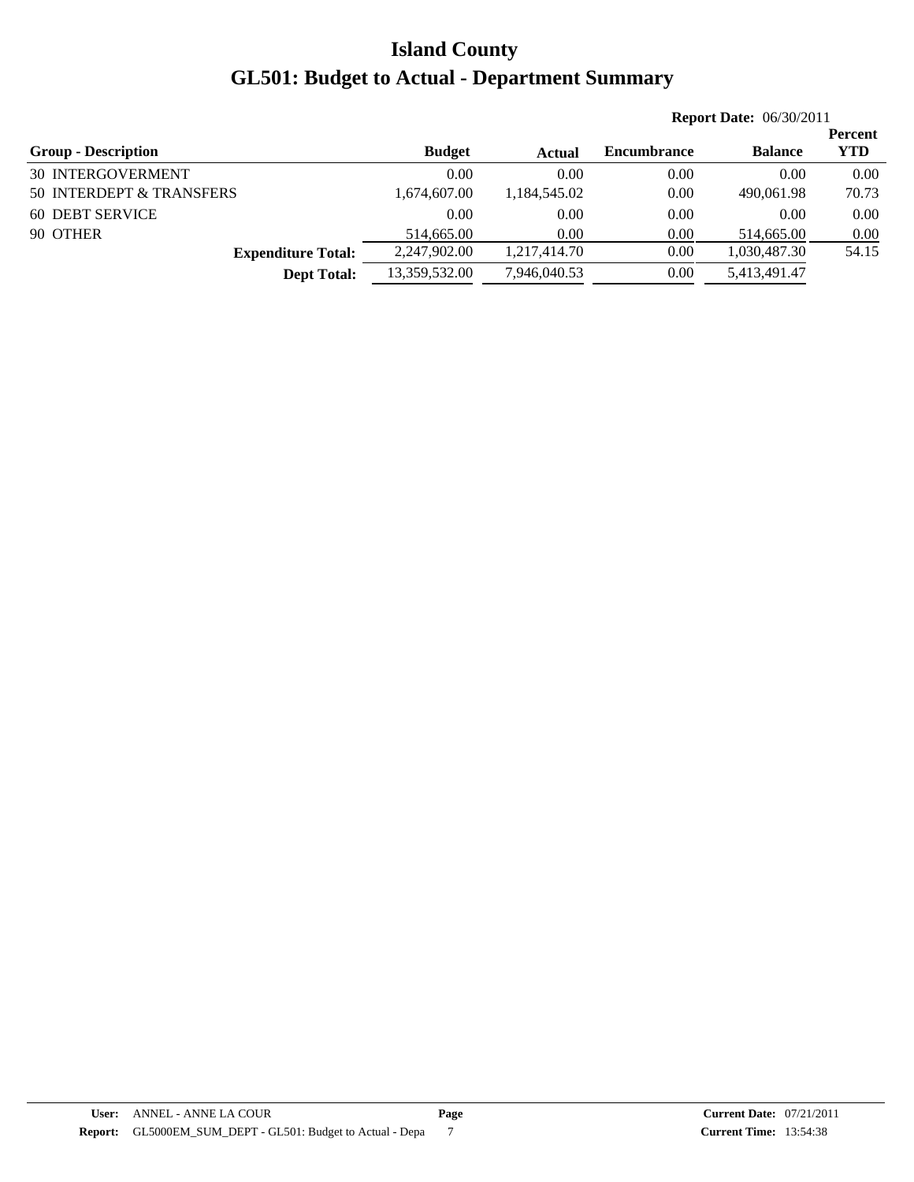# Island County

# GL501: Budget to Actual - Department Summary

**Report Date:** 06/30/2011

| Group - Description | Budget | Actual | Encumbrance | Balance | Percent YTD |
|---|---|---|---|---|---|
| 30 INTERGOVERMENT | 0.00 | 0.00 | 0.00 | 0.00 | 0.00 |
| 50 INTERDEPT & TRANSFERS | 1,674,607.00 | 1,184,545.02 | 0.00 | 490,061.98 | 70.73 |
| 60 DEBT SERVICE | 0.00 | 0.00 | 0.00 | 0.00 | 0.00 |
| 90 OTHER | 514,665.00 | 0.00 | 0.00 | 514,665.00 | 0.00 |
| **Expenditure Total:** | 2,247,902.00 | 1,217,414.70 | 0.00 | 1,030,487.30 | 54.15 |
| **Dept Total:** | 13,359,532.00 | 7,946,040.53 | 0.00 | 5,413,491.47 | |

**User:** ANNEL - ANNE LA COUR
**Report:** GL5000EM_SUM_DEPT - GL501: Budget to Actual - Depa
**Page** 7
**Current Date:** 07/21/2011
**Current Time:** 13:54:38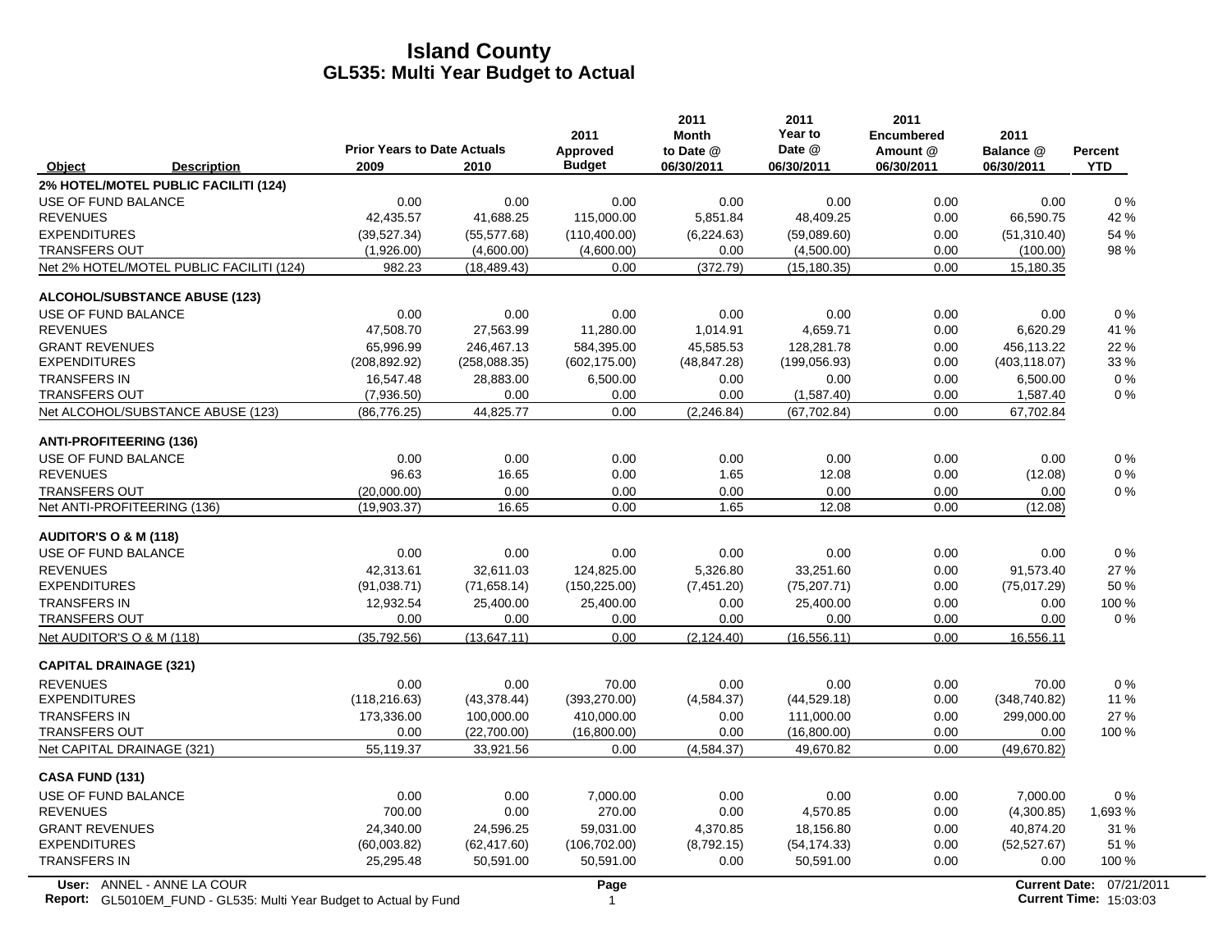# Island County
## GL535: Multi Year Budget to Actual

| Object | Description | Prior Years to Date Actuals 2009 | 2010 | 2011 Approved Budget | 2011 Month to Date @ 06/30/2011 | 2011 Year to Date @ 06/30/2011 | 2011 Encumbered Amount @ 06/30/2011 | 2011 Balance @ 06/30/2011 | Percent YTD |
|---|---|---|---|---|---|---|---|---|---|
| **2% HOTEL/MOTEL PUBLIC FACILITI (124)** | | | | | | | | | |
| USE OF FUND BALANCE | | 0.00 | 0.00 | 0.00 | 0.00 | 0.00 | 0.00 | 0.00 | 0 % |
| REVENUES | | 42,435.57 | 41,688.25 | 115,000.00 | 5,851.84 | 48,409.25 | 0.00 | 66,590.75 | 42 % |
| EXPENDITURES | | (39,527.34) | (55,577.68) | (110,400.00) | (6,224.63) | (59,089.60) | 0.00 | (51,310.40) | 54 % |
| TRANSFERS OUT | | (1,926.00) | (4,600.00) | (4,600.00) | 0.00 | (4,500.00) | 0.00 | (100.00) | 98 % |
| Net 2% HOTEL/MOTEL PUBLIC FACILITI (124) | | 982.23 | (18,489.43) | 0.00 | (372.79) | (15,180.35) | 0.00 | 15,180.35 | |
| **ALCOHOL/SUBSTANCE ABUSE (123)** | | | | | | | | | |
| USE OF FUND BALANCE | | 0.00 | 0.00 | 0.00 | 0.00 | 0.00 | 0.00 | 0.00 | 0 % |
| REVENUES | | 47,508.70 | 27,563.99 | 11,280.00 | 1,014.91 | 4,659.71 | 0.00 | 6,620.29 | 41 % |
| GRANT REVENUES | | 65,996.99 | 246,467.13 | 584,395.00 | 45,585.53 | 128,281.78 | 0.00 | 456,113.22 | 22 % |
| EXPENDITURES | | (208,892.92) | (258,088.35) | (602,175.00) | (48,847.28) | (199,056.93) | 0.00 | (403,118.07) | 33 % |
| TRANSFERS IN | | 16,547.48 | 28,883.00 | 6,500.00 | 0.00 | 0.00 | 0.00 | 6,500.00 | 0 % |
| TRANSFERS OUT | | (7,936.50) | 0.00 | 0.00 | 0.00 | (1,587.40) | 0.00 | 1,587.40 | 0 % |
| Net ALCOHOL/SUBSTANCE ABUSE (123) | | (86,776.25) | 44,825.77 | 0.00 | (2,246.84) | (67,702.84) | 0.00 | 67,702.84 | |
| **ANTI-PROFITEERING (136)** | | | | | | | | | |
| USE OF FUND BALANCE | | 0.00 | 0.00 | 0.00 | 0.00 | 0.00 | 0.00 | 0.00 | 0 % |
| REVENUES | | 96.63 | 16.65 | 0.00 | 1.65 | 12.08 | 0.00 | (12.08) | 0 % |
| TRANSFERS OUT | | (20,000.00) | 0.00 | 0.00 | 0.00 | 0.00 | 0.00 | 0.00 | 0 % |
| Net ANTI-PROFITEERING (136) | | (19,903.37) | 16.65 | 0.00 | 1.65 | 12.08 | 0.00 | (12.08) | |
| **AUDITOR'S O & M (118)** | | | | | | | | | |
| USE OF FUND BALANCE | | 0.00 | 0.00 | 0.00 | 0.00 | 0.00 | 0.00 | 0.00 | 0 % |
| REVENUES | | 42,313.61 | 32,611.03 | 124,825.00 | 5,326.80 | 33,251.60 | 0.00 | 91,573.40 | 27 % |
| EXPENDITURES | | (91,038.71) | (71,658.14) | (150,225.00) | (7,451.20) | (75,207.71) | 0.00 | (75,017.29) | 50 % |
| TRANSFERS IN | | 12,932.54 | 25,400.00 | 25,400.00 | 0.00 | 25,400.00 | 0.00 | 0.00 | 100 % |
| TRANSFERS OUT | | 0.00 | 0.00 | 0.00 | 0.00 | 0.00 | 0.00 | 0.00 | 0 % |
| Net AUDITOR'S O & M (118) | | (35,792.56) | (13,647.11) | 0.00 | (2,124.40) | (16,556.11) | 0.00 | 16,556.11 | |
| **CAPITAL DRAINAGE (321)** | | | | | | | | | |
| REVENUES | | 0.00 | 0.00 | 70.00 | 0.00 | 0.00 | 0.00 | 70.00 | 0 % |
| EXPENDITURES | | (118,216.63) | (43,378.44) | (393,270.00) | (4,584.37) | (44,529.18) | 0.00 | (348,740.82) | 11 % |
| TRANSFERS IN | | 173,336.00 | 100,000.00 | 410,000.00 | 0.00 | 111,000.00 | 0.00 | 299,000.00 | 27 % |
| TRANSFERS OUT | | 0.00 | (22,700.00) | (16,800.00) | 0.00 | (16,800.00) | 0.00 | 0.00 | 100 % |
| Net CAPITAL DRAINAGE (321) | | 55,119.37 | 33,921.56 | 0.00 | (4,584.37) | 49,670.82 | 0.00 | (49,670.82) | |
| **CASA FUND (131)** | | | | | | | | | |
| USE OF FUND BALANCE | | 0.00 | 0.00 | 7,000.00 | 0.00 | 0.00 | 0.00 | 7,000.00 | 0 % |
| REVENUES | | 700.00 | 0.00 | 270.00 | 0.00 | 4,570.85 | 0.00 | (4,300.85) | 1,693 % |
| GRANT REVENUES | | 24,340.00 | 24,596.25 | 59,031.00 | 4,370.85 | 18,156.80 | 0.00 | 40,874.20 | 31 % |
| EXPENDITURES | | (60,003.82) | (62,417.60) | (106,702.00) | (8,792.15) | (54,174.33) | 0.00 | (52,527.67) | 51 % |
| TRANSFERS IN | | 25,295.48 | 50,591.00 | 50,591.00 | 0.00 | 50,591.00 | 0.00 | 0.00 | 100 % |

User: ANNEL - ANNE LA COUR
Report: GL5010EM_FUND - GL535: Multi Year Budget to Actual by Fund
Current Date: 07/21/2011
Current Time: 15:03:03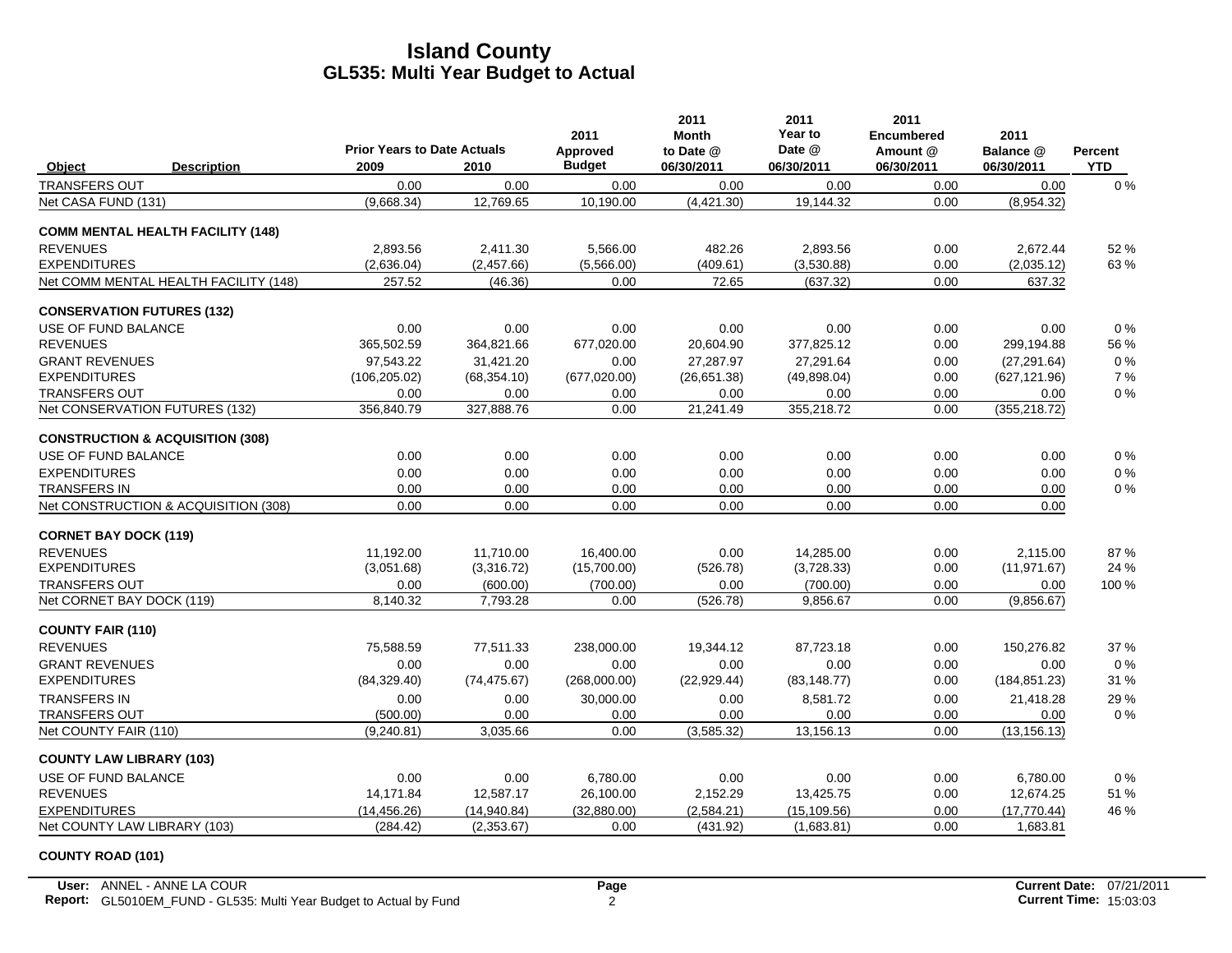# Island County
## GL535: Multi Year Budget to Actual

| Object | Description | Prior Years to Date Actuals 2009 | 2010 | 2011 Approved Budget | 2011 Month to Date @ 06/30/2011 | 2011 Year to Date @ 06/30/2011 | 2011 Encumbered Amount @ 06/30/2011 | 2011 Balance @ 06/30/2011 | Percent YTD |
|---|---|---|---|---|---|---|---|---|---|
| TRANSFERS OUT | | 0.00 | 0.00 | 0.00 | 0.00 | 0.00 | 0.00 | 0.00 | 0 % |
| Net CASA FUND (131) | | (9,668.34) | 12,769.65 | 10,190.00 | (4,421.30) | 19,144.32 | 0.00 | (8,954.32) | |
| **COMM MENTAL HEALTH FACILITY (148)** | | | | | | | | | |
| REVENUES | | 2,893.56 | 2,411.30 | 5,566.00 | 482.26 | 2,893.56 | 0.00 | 2,672.44 | 52 % |
| EXPENDITURES | | (2,636.04) | (2,457.66) | (5,566.00) | (409.61) | (3,530.88) | 0.00 | (2,035.12) | 63 % |
| Net COMM MENTAL HEALTH FACILITY (148) | | 257.52 | (46.36) | 0.00 | 72.65 | (637.32) | 0.00 | 637.32 | |
| **CONSERVATION FUTURES (132)** | | | | | | | | | |
| USE OF FUND BALANCE | | 0.00 | 0.00 | 0.00 | 0.00 | 0.00 | 0.00 | 0.00 | 0 % |
| REVENUES | | 365,502.59 | 364,821.66 | 677,020.00 | 20,604.90 | 377,825.12 | 0.00 | 299,194.88 | 56 % |
| GRANT REVENUES | | 97,543.22 | 31,421.20 | 0.00 | 27,287.97 | 27,291.64 | 0.00 | (27,291.64) | 0 % |
| EXPENDITURES | | (106,205.02) | (68,354.10) | (677,020.00) | (26,651.38) | (49,898.04) | 0.00 | (627,121.96) | 7 % |
| TRANSFERS OUT | | 0.00 | 0.00 | 0.00 | 0.00 | 0.00 | 0.00 | 0.00 | 0 % |
| Net CONSERVATION FUTURES (132) | | 356,840.79 | 327,888.76 | 0.00 | 21,241.49 | 355,218.72 | 0.00 | (355,218.72) | |
| **CONSTRUCTION & ACQUISITION (308)** | | | | | | | | | |
| USE OF FUND BALANCE | | 0.00 | 0.00 | 0.00 | 0.00 | 0.00 | 0.00 | 0.00 | 0 % |
| EXPENDITURES | | 0.00 | 0.00 | 0.00 | 0.00 | 0.00 | 0.00 | 0.00 | 0 % |
| TRANSFERS IN | | 0.00 | 0.00 | 0.00 | 0.00 | 0.00 | 0.00 | 0.00 | 0 % |
| Net CONSTRUCTION & ACQUISITION (308) | | 0.00 | 0.00 | 0.00 | 0.00 | 0.00 | 0.00 | 0.00 | |
| **CORNET BAY DOCK (119)** | | | | | | | | | |
| REVENUES | | 11,192.00 | 11,710.00 | 16,400.00 | 0.00 | 14,285.00 | 0.00 | 2,115.00 | 87 % |
| EXPENDITURES | | (3,051.68) | (3,316.72) | (15,700.00) | (526.78) | (3,728.33) | 0.00 | (11,971.67) | 24 % |
| TRANSFERS OUT | | 0.00 | (600.00) | (700.00) | 0.00 | (700.00) | 0.00 | 0.00 | 100 % |
| Net CORNET BAY DOCK (119) | | 8,140.32 | 7,793.28 | 0.00 | (526.78) | 9,856.67 | 0.00 | (9,856.67) | |
| **COUNTY FAIR (110)** | | | | | | | | | |
| REVENUES | | 75,588.59 | 77,511.33 | 238,000.00 | 19,344.12 | 87,723.18 | 0.00 | 150,276.82 | 37 % |
| GRANT REVENUES | | 0.00 | 0.00 | 0.00 | 0.00 | 0.00 | 0.00 | 0.00 | 0 % |
| EXPENDITURES | | (84,329.40) | (74,475.67) | (268,000.00) | (22,929.44) | (83,148.77) | 0.00 | (184,851.23) | 31 % |
| TRANSFERS IN | | 0.00 | 0.00 | 30,000.00 | 0.00 | 8,581.72 | 0.00 | 21,418.28 | 29 % |
| TRANSFERS OUT | | (500.00) | 0.00 | 0.00 | 0.00 | 0.00 | 0.00 | 0.00 | 0 % |
| Net COUNTY FAIR (110) | | (9,240.81) | 3,035.66 | 0.00 | (3,585.32) | 13,156.13 | 0.00 | (13,156.13) | |
| **COUNTY LAW LIBRARY (103)** | | | | | | | | | |
| USE OF FUND BALANCE | | 0.00 | 0.00 | 6,780.00 | 0.00 | 0.00 | 0.00 | 6,780.00 | 0 % |
| REVENUES | | 14,171.84 | 12,587.17 | 26,100.00 | 2,152.29 | 13,425.75 | 0.00 | 12,674.25 | 51 % |
| EXPENDITURES | | (14,456.26) | (14,940.84) | (32,880.00) | (2,584.21) | (15,109.56) | 0.00 | (17,770.44) | 46 % |
| Net COUNTY LAW LIBRARY (103) | | (284.42) | (2,353.67) | 0.00 | (431.92) | (1,683.81) | 0.00 | 1,683.81 | |
| **COUNTY ROAD (101)** | | | | | | | | | |

User: ANNEL - ANNE LA COUR
Report: GL5010EM_FUND - GL535: Multi Year Budget to Actual by Fund
Current Date: 07/21/2011
Current Time: 15:03:03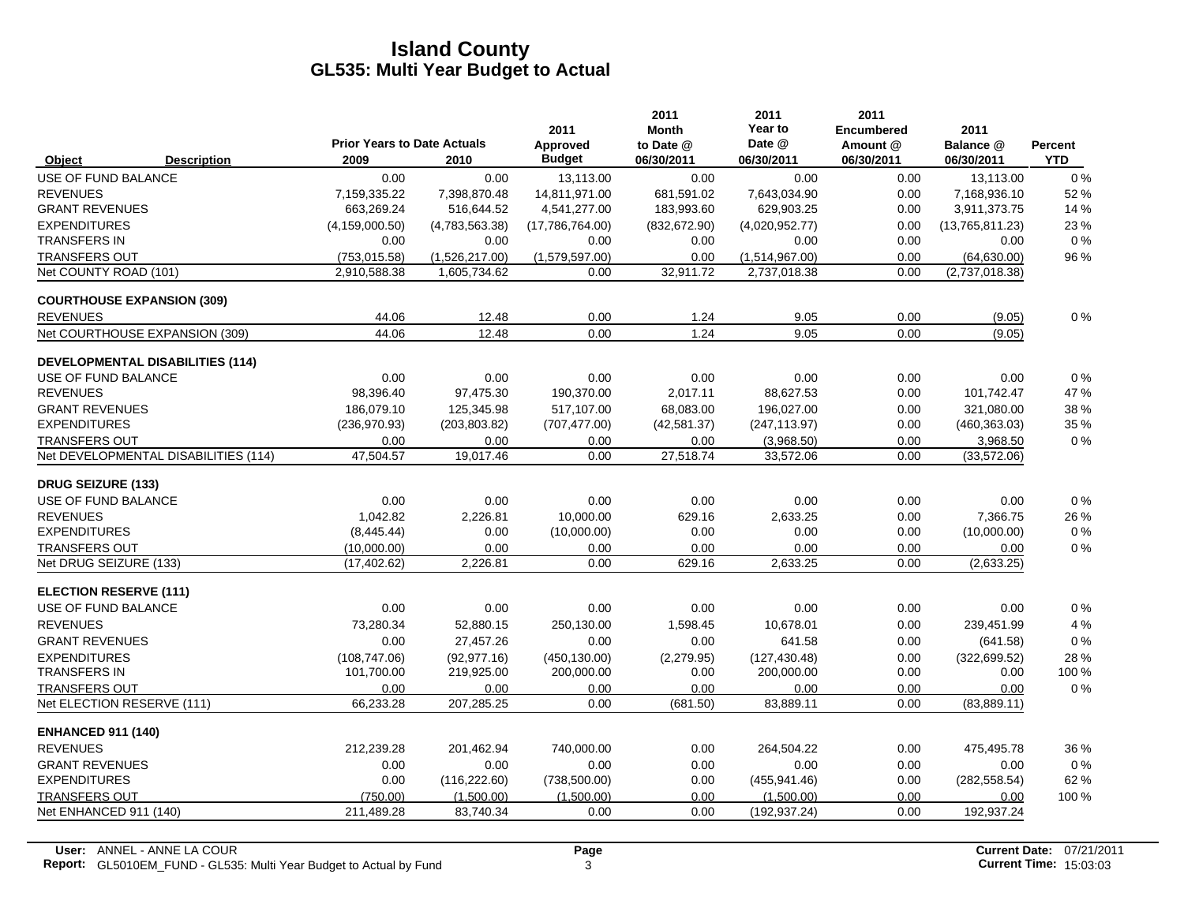# Island County
## GL535: Multi Year Budget to Actual

| Object | Description | Prior Years to Date Actuals 2009 | 2010 | 2011 Approved Budget | 2011 Month to Date @ 06/30/2011 | 2011 Year to Date @ 06/30/2011 | 2011 Encumbered Amount @ 06/30/2011 | 2011 Balance @ 06/30/2011 | Percent YTD |
|---|---|---|---|---|---|---|---|---|---|
| USE OF FUND BALANCE | | 0.00 | 0.00 | 13,113.00 | 0.00 | 0.00 | 0.00 | 13,113.00 | 0 % |
| REVENUES | | 7,159,335.22 | 7,398,870.48 | 14,811,971.00 | 681,591.02 | 7,643,034.90 | 0.00 | 7,168,936.10 | 52 % |
| GRANT REVENUES | | 663,269.24 | 516,644.52 | 4,541,277.00 | 183,993.60 | 629,903.25 | 0.00 | 3,911,373.75 | 14 % |
| EXPENDITURES | | (4,159,000.50) | (4,783,563.38) | (17,786,764.00) | (832,672.90) | (4,020,952.77) | 0.00 | (13,765,811.23) | 23 % |
| TRANSFERS IN | | 0.00 | 0.00 | 0.00 | 0.00 | 0.00 | 0.00 | 0.00 | 0 % |
| TRANSFERS OUT | | (753,015.58) | (1,526,217.00) | (1,579,597.00) | 0.00 | (1,514,967.00) | 0.00 | (64,630.00) | 96 % |
| Net COUNTY ROAD (101) | | 2,910,588.38 | 1,605,734.62 | 0.00 | 32,911.72 | 2,737,018.38 | 0.00 | (2,737,018.38) | |
| **COURTHOUSE EXPANSION (309)** | | | | | | | | | |
| REVENUES | | 44.06 | 12.48 | 0.00 | 1.24 | 9.05 | 0.00 | (9.05) | 0 % |
| Net COURTHOUSE EXPANSION (309) | | 44.06 | 12.48 | 0.00 | 1.24 | 9.05 | 0.00 | (9.05) | |
| **DEVELOPMENTAL DISABILITIES (114)** | | | | | | | | | |
| USE OF FUND BALANCE | | 0.00 | 0.00 | 0.00 | 0.00 | 0.00 | 0.00 | 0.00 | 0 % |
| REVENUES | | 98,396.40 | 97,475.30 | 190,370.00 | 2,017.11 | 88,627.53 | 0.00 | 101,742.47 | 47 % |
| GRANT REVENUES | | 186,079.10 | 125,345.98 | 517,107.00 | 68,083.00 | 196,027.00 | 0.00 | 321,080.00 | 38 % |
| EXPENDITURES | | (236,970.93) | (203,803.82) | (707,477.00) | (42,581.37) | (247,113.97) | 0.00 | (460,363.03) | 35 % |
| TRANSFERS OUT | | 0.00 | 0.00 | 0.00 | 0.00 | (3,968.50) | 0.00 | 3,968.50 | 0 % |
| Net DEVELOPMENTAL DISABILITIES (114) | | 47,504.57 | 19,017.46 | 0.00 | 27,518.74 | 33,572.06 | 0.00 | (33,572.06) | |
| **DRUG SEIZURE (133)** | | | | | | | | | |
| USE OF FUND BALANCE | | 0.00 | 0.00 | 0.00 | 0.00 | 0.00 | 0.00 | 0.00 | 0 % |
| REVENUES | | 1,042.82 | 2,226.81 | 10,000.00 | 629.16 | 2,633.25 | 0.00 | 7,366.75 | 26 % |
| EXPENDITURES | | (8,445.44) | 0.00 | (10,000.00) | 0.00 | 0.00 | 0.00 | (10,000.00) | 0 % |
| TRANSFERS OUT | | (10,000.00) | 0.00 | 0.00 | 0.00 | 0.00 | 0.00 | 0.00 | 0 % |
| Net DRUG SEIZURE (133) | | (17,402.62) | 2,226.81 | 0.00 | 629.16 | 2,633.25 | 0.00 | (2,633.25) | |
| **ELECTION RESERVE (111)** | | | | | | | | | |
| USE OF FUND BALANCE | | 0.00 | 0.00 | 0.00 | 0.00 | 0.00 | 0.00 | 0.00 | 0 % |
| REVENUES | | 73,280.34 | 52,880.15 | 250,130.00 | 1,598.45 | 10,678.01 | 0.00 | 239,451.99 | 4 % |
| GRANT REVENUES | | 0.00 | 27,457.26 | 0.00 | 0.00 | 641.58 | 0.00 | (641.58) | 0 % |
| EXPENDITURES | | (108,747.06) | (92,977.16) | (450,130.00) | (2,279.95) | (127,430.48) | 0.00 | (322,699.52) | 28 % |
| TRANSFERS IN | | 101,700.00 | 219,925.00 | 200,000.00 | 0.00 | 200,000.00 | 0.00 | 0.00 | 100 % |
| TRANSFERS OUT | | 0.00 | 0.00 | 0.00 | 0.00 | 0.00 | 0.00 | 0.00 | 0 % |
| Net ELECTION RESERVE (111) | | 66,233.28 | 207,285.25 | 0.00 | (681.50) | 83,889.11 | 0.00 | (83,889.11) | |
| **ENHANCED 911 (140)** | | | | | | | | | |
| REVENUES | | 212,239.28 | 201,462.94 | 740,000.00 | 0.00 | 264,504.22 | 0.00 | 475,495.78 | 36 % |
| GRANT REVENUES | | 0.00 | 0.00 | 0.00 | 0.00 | 0.00 | 0.00 | 0.00 | 0 % |
| EXPENDITURES | | 0.00 | (116,222.60) | (738,500.00) | 0.00 | (455,941.46) | 0.00 | (282,558.54) | 62 % |
| TRANSFERS OUT | | (750.00) | (1,500.00) | (1,500.00) | 0.00 | (1,500.00) | 0.00 | 0.00 | 100 % |
| Net ENHANCED 911 (140) | | 211,489.28 | 83,740.34 | 0.00 | 0.00 | (192,937.24) | 0.00 | 192,937.24 | |

**User:** ANNEL - ANNE LA COUR
**Report:** GL5010EM_FUND - GL535: Multi Year Budget to Actual by Fund

**Current Date:** 07/21/2011
**Current Time:** 15:03:03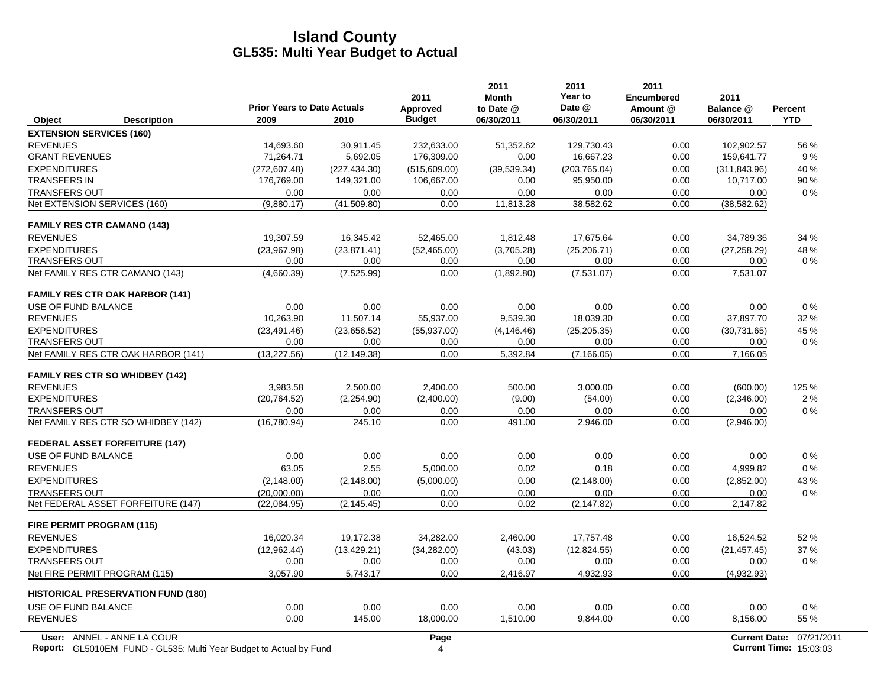# Island County
## GL535: Multi Year Budget to Actual

| Object | Description | Prior Years to Date Actuals 2009 | 2010 | 2011 Approved Budget | 2011 Month to Date @ 06/30/2011 | 2011 Year to Date @ 06/30/2011 | 2011 Encumbered Amount @ 06/30/2011 | 2011 Balance @ 06/30/2011 | Percent YTD |
|---|---|---|---|---|---|---|---|---|---|
| **EXTENSION SERVICES (160)** | | | | | | | | | |
| REVENUES | | 14,693.60 | 30,911.45 | 232,633.00 | 51,352.62 | 129,730.43 | 0.00 | 102,902.57 | 56 % |
| GRANT REVENUES | | 71,264.71 | 5,692.05 | 176,309.00 | 0.00 | 16,667.23 | 0.00 | 159,641.77 | 9 % |
| EXPENDITURES | | (272,607.48) | (227,434.30) | (515,609.00) | (39,539.34) | (203,765.04) | 0.00 | (311,843.96) | 40 % |
| TRANSFERS IN | | 176,769.00 | 149,321.00 | 106,667.00 | 0.00 | 95,950.00 | 0.00 | 10,717.00 | 90 % |
| TRANSFERS OUT | | 0.00 | 0.00 | 0.00 | 0.00 | 0.00 | 0.00 | 0.00 | 0 % |
| Net EXTENSION SERVICES (160) | | (9,880.17) | (41,509.80) | 0.00 | 11,813.28 | 38,582.62 | 0.00 | (38,582.62) | |
| **FAMILY RES CTR CAMANO (143)** | | | | | | | | | |
| REVENUES | | 19,307.59 | 16,345.42 | 52,465.00 | 1,812.48 | 17,675.64 | 0.00 | 34,789.36 | 34 % |
| EXPENDITURES | | (23,967.98) | (23,871.41) | (52,465.00) | (3,705.28) | (25,206.71) | 0.00 | (27,258.29) | 48 % |
| TRANSFERS OUT | | 0.00 | 0.00 | 0.00 | 0.00 | 0.00 | 0.00 | 0.00 | 0 % |
| Net FAMILY RES CTR CAMANO (143) | | (4,660.39) | (7,525.99) | 0.00 | (1,892.80) | (7,531.07) | 0.00 | 7,531.07 | |
| **FAMILY RES CTR OAK HARBOR (141)** | | | | | | | | | |
| USE OF FUND BALANCE | | 0.00 | 0.00 | 0.00 | 0.00 | 0.00 | 0.00 | 0.00 | 0 % |
| REVENUES | | 10,263.90 | 11,507.14 | 55,937.00 | 9,539.30 | 18,039.30 | 0.00 | 37,897.70 | 32 % |
| EXPENDITURES | | (23,491.46) | (23,656.52) | (55,937.00) | (4,146.46) | (25,205.35) | 0.00 | (30,731.65) | 45 % |
| TRANSFERS OUT | | 0.00 | 0.00 | 0.00 | 0.00 | 0.00 | 0.00 | 0.00 | 0 % |
| Net FAMILY RES CTR OAK HARBOR (141) | | (13,227.56) | (12,149.38) | 0.00 | 5,392.84 | (7,166.05) | 0.00 | 7,166.05 | |
| **FAMILY RES CTR SO WHIDBEY (142)** | | | | | | | | | |
| REVENUES | | 3,983.58 | 2,500.00 | 2,400.00 | 500.00 | 3,000.00 | 0.00 | (600.00) | 125 % |
| EXPENDITURES | | (20,764.52) | (2,254.90) | (2,400.00) | (9.00) | (54.00) | 0.00 | (2,346.00) | 2 % |
| TRANSFERS OUT | | 0.00 | 0.00 | 0.00 | 0.00 | 0.00 | 0.00 | 0.00 | 0 % |
| Net FAMILY RES CTR SO WHIDBEY (142) | | (16,780.94) | 245.10 | 0.00 | 491.00 | 2,946.00 | 0.00 | (2,946.00) | |
| **FEDERAL ASSET FORFEITURE (147)** | | | | | | | | | |
| USE OF FUND BALANCE | | 0.00 | 0.00 | 0.00 | 0.00 | 0.00 | 0.00 | 0.00 | 0 % |
| REVENUES | | 63.05 | 2.55 | 5,000.00 | 0.02 | 0.18 | 0.00 | 4,999.82 | 0 % |
| EXPENDITURES | | (2,148.00) | (2,148.00) | (5,000.00) | 0.00 | (2,148.00) | 0.00 | (2,852.00) | 43 % |
| TRANSFERS OUT | | (20,000.00) | 0.00 | 0.00 | 0.00 | 0.00 | 0.00 | 0.00 | 0 % |
| Net FEDERAL ASSET FORFEITURE (147) | | (22,084.95) | (2,145.45) | 0.00 | 0.02 | (2,147.82) | 0.00 | 2,147.82 | |
| **FIRE PERMIT PROGRAM (115)** | | | | | | | | | |
| REVENUES | | 16,020.34 | 19,172.38 | 34,282.00 | 2,460.00 | 17,757.48 | 0.00 | 16,524.52 | 52 % |
| EXPENDITURES | | (12,962.44) | (13,429.21) | (34,282.00) | (43.03) | (12,824.55) | 0.00 | (21,457.45) | 37 % |
| TRANSFERS OUT | | 0.00 | 0.00 | 0.00 | 0.00 | 0.00 | 0.00 | 0.00 | 0 % |
| Net FIRE PERMIT PROGRAM (115) | | 3,057.90 | 5,743.17 | 0.00 | 2,416.97 | 4,932.93 | 0.00 | (4,932.93) | |
| **HISTORICAL PRESERVATION FUND (180)** | | | | | | | | | |
| USE OF FUND BALANCE | | 0.00 | 0.00 | 0.00 | 0.00 | 0.00 | 0.00 | 0.00 | 0 % |
| REVENUES | | 0.00 | 145.00 | 18,000.00 | 1,510.00 | 9,844.00 | 0.00 | 8,156.00 | 55 % |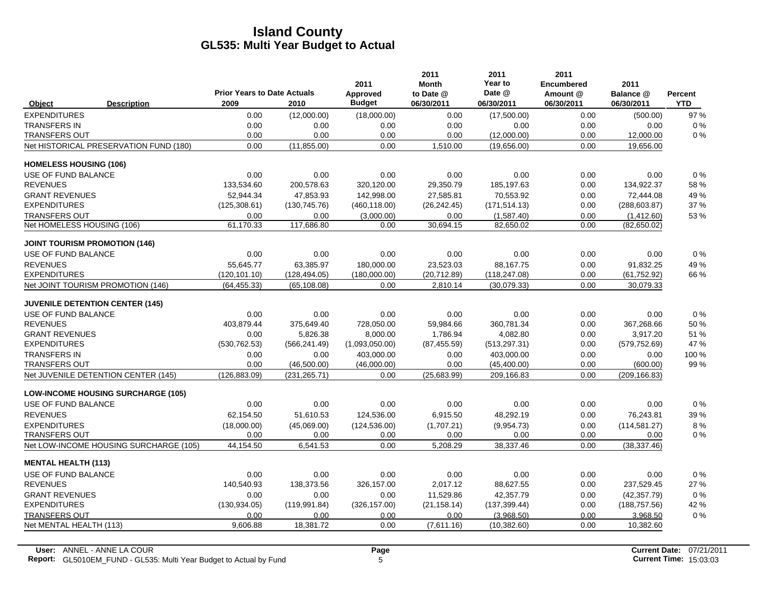# Island County
## GL535: Multi Year Budget to Actual

| Object | Description | Prior Years to Date Actuals 2009 | 2010 | 2011 Approved Budget | 2011 Month to Date @ 06/30/2011 | 2011 Year to Date @ 06/30/2011 | 2011 Encumbered Amount @ 06/30/2011 | 2011 Balance @ 06/30/2011 | Percent YTD |
|---|---|---|---|---|---|---|---|---|---|
| EXPENDITURES | | 0.00 | (12,000.00) | (18,000.00) | 0.00 | (17,500.00) | 0.00 | (500.00) | 97 % |
| TRANSFERS IN | | 0.00 | 0.00 | 0.00 | 0.00 | 0.00 | 0.00 | 0.00 | 0 % |
| TRANSFERS OUT | | 0.00 | 0.00 | 0.00 | 0.00 | (12,000.00) | 0.00 | 12,000.00 | 0 % |
| Net HISTORICAL PRESERVATION FUND (180) | | 0.00 | (11,855.00) | 0.00 | 1,510.00 | (19,656.00) | 0.00 | 19,656.00 | |
| **HOMELESS HOUSING (106)** | | | | | | | | | |
| USE OF FUND BALANCE | | 0.00 | 0.00 | 0.00 | 0.00 | 0.00 | 0.00 | 0.00 | 0 % |
| REVENUES | | 133,534.60 | 200,578.63 | 320,120.00 | 29,350.79 | 185,197.63 | 0.00 | 134,922.37 | 58 % |
| GRANT REVENUES | | 52,944.34 | 47,853.93 | 142,998.00 | 27,585.81 | 70,553.92 | 0.00 | 72,444.08 | 49 % |
| EXPENDITURES | | (125,308.61) | (130,745.76) | (460,118.00) | (26,242.45) | (171,514.13) | 0.00 | (288,603.87) | 37 % |
| TRANSFERS OUT | | 0.00 | 0.00 | (3,000.00) | 0.00 | (1,587.40) | 0.00 | (1,412.60) | 53 % |
| Net HOMELESS HOUSING (106) | | 61,170.33 | 117,686.80 | 0.00 | 30,694.15 | 82,650.02 | 0.00 | (82,650.02) | |
| **JOINT TOURISM PROMOTION (146)** | | | | | | | | | |
| USE OF FUND BALANCE | | 0.00 | 0.00 | 0.00 | 0.00 | 0.00 | 0.00 | 0.00 | 0 % |
| REVENUES | | 55,645.77 | 63,385.97 | 180,000.00 | 23,523.03 | 88,167.75 | 0.00 | 91,832.25 | 49 % |
| EXPENDITURES | | (120,101.10) | (128,494.05) | (180,000.00) | (20,712.89) | (118,247.08) | 0.00 | (61,752.92) | 66 % |
| Net JOINT TOURISM PROMOTION (146) | | (64,455.33) | (65,108.08) | 0.00 | 2,810.14 | (30,079.33) | 0.00 | 30,079.33 | |
| **JUVENILE DETENTION CENTER (145)** | | | | | | | | | |
| USE OF FUND BALANCE | | 0.00 | 0.00 | 0.00 | 0.00 | 0.00 | 0.00 | 0.00 | 0 % |
| REVENUES | | 403,879.44 | 375,649.40 | 728,050.00 | 59,984.66 | 360,781.34 | 0.00 | 367,268.66 | 50 % |
| GRANT REVENUES | | 0.00 | 5,826.38 | 8,000.00 | 1,786.94 | 4,082.80 | 0.00 | 3,917.20 | 51 % |
| EXPENDITURES | | (530,762.53) | (566,241.49) | (1,093,050.00) | (87,455.59) | (513,297.31) | 0.00 | (579,752.69) | 47 % |
| TRANSFERS IN | | 0.00 | 0.00 | 403,000.00 | 0.00 | 403,000.00 | 0.00 | 0.00 | 100 % |
| TRANSFERS OUT | | 0.00 | (46,500.00) | (46,000.00) | 0.00 | (45,400.00) | 0.00 | (600.00) | 99 % |
| Net JUVENILE DETENTION CENTER (145) | | (126,883.09) | (231,265.71) | 0.00 | (25,683.99) | 209,166.83 | 0.00 | (209,166.83) | |
| **LOW-INCOME HOUSING SURCHARGE (105)** | | | | | | | | | |
| USE OF FUND BALANCE | | 0.00 | 0.00 | 0.00 | 0.00 | 0.00 | 0.00 | 0.00 | 0 % |
| REVENUES | | 62,154.50 | 51,610.53 | 124,536.00 | 6,915.50 | 48,292.19 | 0.00 | 76,243.81 | 39 % |
| EXPENDITURES | | (18,000.00) | (45,069.00) | (124,536.00) | (1,707.21) | (9,954.73) | 0.00 | (114,581.27) | 8 % |
| TRANSFERS OUT | | 0.00 | 0.00 | 0.00 | 0.00 | 0.00 | 0.00 | 0.00 | 0 % |
| Net LOW-INCOME HOUSING SURCHARGE (105) | | 44,154.50 | 6,541.53 | 0.00 | 5,208.29 | 38,337.46 | 0.00 | (38,337.46) | |
| **MENTAL HEALTH (113)** | | | | | | | | | |
| USE OF FUND BALANCE | | 0.00 | 0.00 | 0.00 | 0.00 | 0.00 | 0.00 | 0.00 | 0 % |
| REVENUES | | 140,540.93 | 138,373.56 | 326,157.00 | 2,017.12 | 88,627.55 | 0.00 | 237,529.45 | 27 % |
| GRANT REVENUES | | 0.00 | 0.00 | 0.00 | 11,529.86 | 42,357.79 | 0.00 | (42,357.79) | 0 % |
| EXPENDITURES | | (130,934.05) | (119,991.84) | (326,157.00) | (21,158.14) | (137,399.44) | 0.00 | (188,757.56) | 42 % |
| TRANSFERS OUT | | 0.00 | 0.00 | 0.00 | 0.00 | (3,968.50) | 0.00 | 3,968.50 | 0 % |
| Net MENTAL HEALTH (113) | | 9,606.88 | 18,381.72 | 0.00 | (7,611.16) | (10,382.60) | 0.00 | 10,382.60 | |

**User:** ANNEL - ANNE LA COUR
**Report:** GL5010EM_FUND - GL535: Multi Year Budget to Actual by Fund

**Current Date:** 07/21/2011
**Current Time:** 15:03:03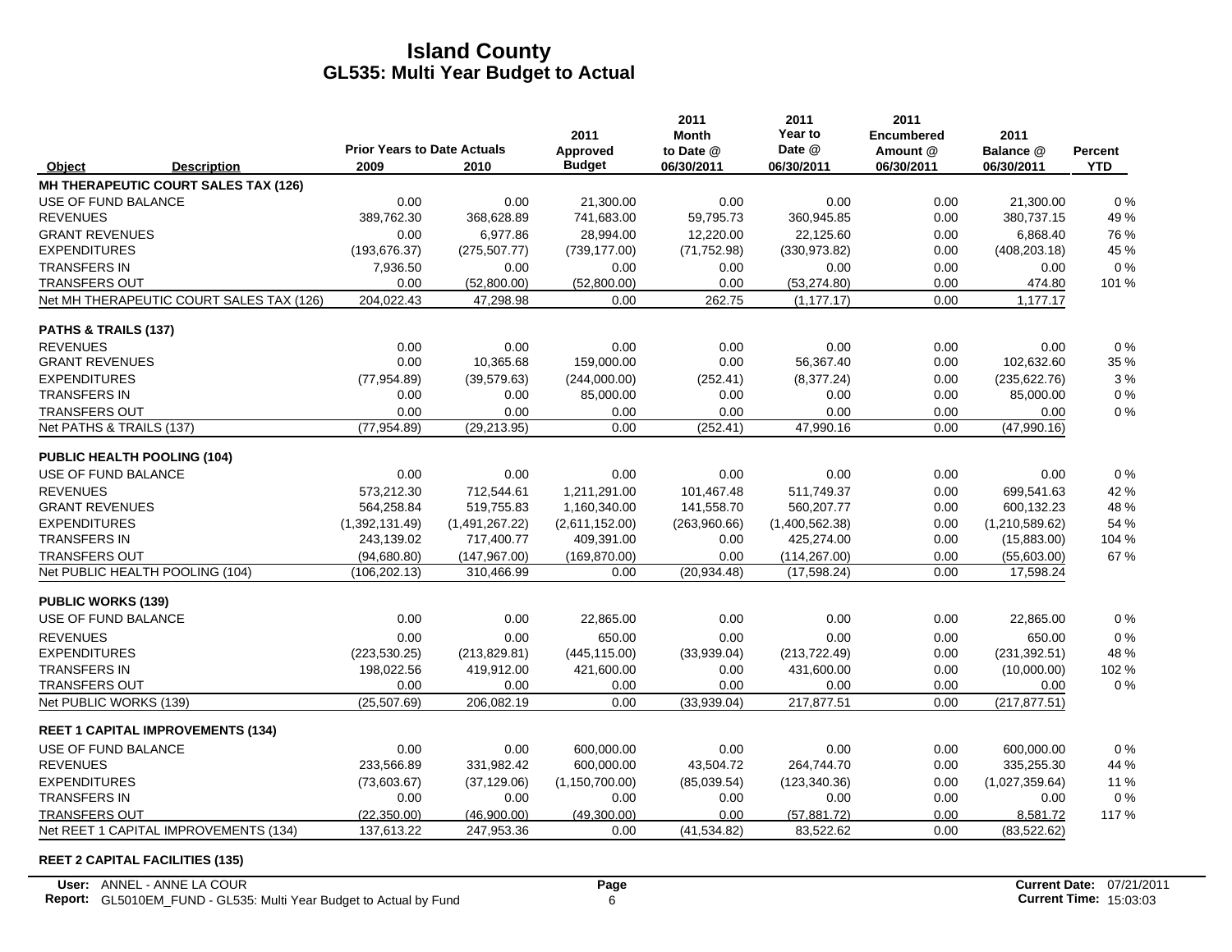# Island County
## GL535: Multi Year Budget to Actual

| Object | Description | Prior Years to Date Actuals 2009 | 2010 | 2011 Approved Budget | 2011 Month to Date @ 06/30/2011 | 2011 Year to Date @ 06/30/2011 | 2011 Encumbered Amount @ 06/30/2011 | 2011 Balance @ 06/30/2011 | Percent YTD |
|---|---|---|---|---|---|---|---|---|---|
| **MH THERAPEUTIC COURT SALES TAX (126)** | | | | | | | | | |
| USE OF FUND BALANCE | | 0.00 | 0.00 | 21,300.00 | 0.00 | 0.00 | 0.00 | 21,300.00 | 0 % |
| REVENUES | | 389,762.30 | 368,628.89 | 741,683.00 | 59,795.73 | 360,945.85 | 0.00 | 380,737.15 | 49 % |
| GRANT REVENUES | | 0.00 | 6,977.86 | 28,994.00 | 12,220.00 | 22,125.60 | 0.00 | 6,868.40 | 76 % |
| EXPENDITURES | | (193,676.37) | (275,507.77) | (739,177.00) | (71,752.98) | (330,973.82) | 0.00 | (408,203.18) | 45 % |
| TRANSFERS IN | | 7,936.50 | 0.00 | 0.00 | 0.00 | 0.00 | 0.00 | 0.00 | 0 % |
| TRANSFERS OUT | | 0.00 | (52,800.00) | (52,800.00) | 0.00 | (53,274.80) | 0.00 | 474.80 | 101 % |
| Net MH THERAPEUTIC COURT SALES TAX (126) | | 204,022.43 | 47,298.98 | 0.00 | 262.75 | (1,177.17) | 0.00 | 1,177.17 | |
| **PATHS & TRAILS (137)** | | | | | | | | | |
| REVENUES | | 0.00 | 0.00 | 0.00 | 0.00 | 0.00 | 0.00 | 0.00 | 0 % |
| GRANT REVENUES | | 0.00 | 10,365.68 | 159,000.00 | 0.00 | 56,367.40 | 0.00 | 102,632.60 | 35 % |
| EXPENDITURES | | (77,954.89) | (39,579.63) | (244,000.00) | (252.41) | (8,377.24) | 0.00 | (235,622.76) | 3 % |
| TRANSFERS IN | | 0.00 | 0.00 | 85,000.00 | 0.00 | 0.00 | 0.00 | 85,000.00 | 0 % |
| TRANSFERS OUT | | 0.00 | 0.00 | 0.00 | 0.00 | 0.00 | 0.00 | 0.00 | 0 % |
| Net PATHS & TRAILS (137) | | (77,954.89) | (29,213.95) | 0.00 | (252.41) | 47,990.16 | 0.00 | (47,990.16) | |
| **PUBLIC HEALTH POOLING (104)** | | | | | | | | | |
| USE OF FUND BALANCE | | 0.00 | 0.00 | 0.00 | 0.00 | 0.00 | 0.00 | 0.00 | 0 % |
| REVENUES | | 573,212.30 | 712,544.61 | 1,211,291.00 | 101,467.48 | 511,749.37 | 0.00 | 699,541.63 | 42 % |
| GRANT REVENUES | | 564,258.84 | 519,755.83 | 1,160,340.00 | 141,558.70 | 560,207.77 | 0.00 | 600,132.23 | 48 % |
| EXPENDITURES | | (1,392,131.49) | (1,491,267.22) | (2,611,152.00) | (263,960.66) | (1,400,562.38) | 0.00 | (1,210,589.62) | 54 % |
| TRANSFERS IN | | 243,139.02 | 717,400.77 | 409,391.00 | 0.00 | 425,274.00 | 0.00 | (15,883.00) | 104 % |
| TRANSFERS OUT | | (94,680.80) | (147,967.00) | (169,870.00) | 0.00 | (114,267.00) | 0.00 | (55,603.00) | 67 % |
| Net PUBLIC HEALTH POOLING (104) | | (106,202.13) | 310,466.99 | 0.00 | (20,934.48) | (17,598.24) | 0.00 | 17,598.24 | |
| **PUBLIC WORKS (139)** | | | | | | | | | |
| USE OF FUND BALANCE | | 0.00 | 0.00 | 22,865.00 | 0.00 | 0.00 | 0.00 | 22,865.00 | 0 % |
| REVENUES | | 0.00 | 0.00 | 650.00 | 0.00 | 0.00 | 0.00 | 650.00 | 0 % |
| EXPENDITURES | | (223,530.25) | (213,829.81) | (445,115.00) | (33,939.04) | (213,722.49) | 0.00 | (231,392.51) | 48 % |
| TRANSFERS IN | | 198,022.56 | 419,912.00 | 421,600.00 | 0.00 | 431,600.00 | 0.00 | (10,000.00) | 102 % |
| TRANSFERS OUT | | 0.00 | 0.00 | 0.00 | 0.00 | 0.00 | 0.00 | 0.00 | 0 % |
| Net PUBLIC WORKS (139) | | (25,507.69) | 206,082.19 | 0.00 | (33,939.04) | 217,877.51 | 0.00 | (217,877.51) | |
| **REET 1 CAPITAL IMPROVEMENTS (134)** | | | | | | | | | |
| USE OF FUND BALANCE | | 0.00 | 0.00 | 600,000.00 | 0.00 | 0.00 | 0.00 | 600,000.00 | 0 % |
| REVENUES | | 233,566.89 | 331,982.42 | 600,000.00 | 43,504.72 | 264,744.70 | 0.00 | 335,255.30 | 44 % |
| EXPENDITURES | | (73,603.67) | (37,129.06) | (1,150,700.00) | (85,039.54) | (123,340.36) | 0.00 | (1,027,359.64) | 11 % |
| TRANSFERS IN | | 0.00 | 0.00 | 0.00 | 0.00 | 0.00 | 0.00 | 0.00 | 0 % |
| TRANSFERS OUT | | (22,350.00) | (46,900.00) | (49,300.00) | 0.00 | (57,881.72) | 0.00 | 8,581.72 | 117 % |
| Net REET 1 CAPITAL IMPROVEMENTS (134) | | 137,613.22 | 247,953.36 | 0.00 | (41,534.82) | 83,522.62 | 0.00 | (83,522.62) | |
| **REET 2 CAPITAL FACILITIES (135)** | | | | | | | | | |

User: ANNEL - ANNE LA COUR
Report: GL5010EM_FUND - GL535: Multi Year Budget to Actual by Fund

Current Date: 07/21/2011
Current Time: 15:03:03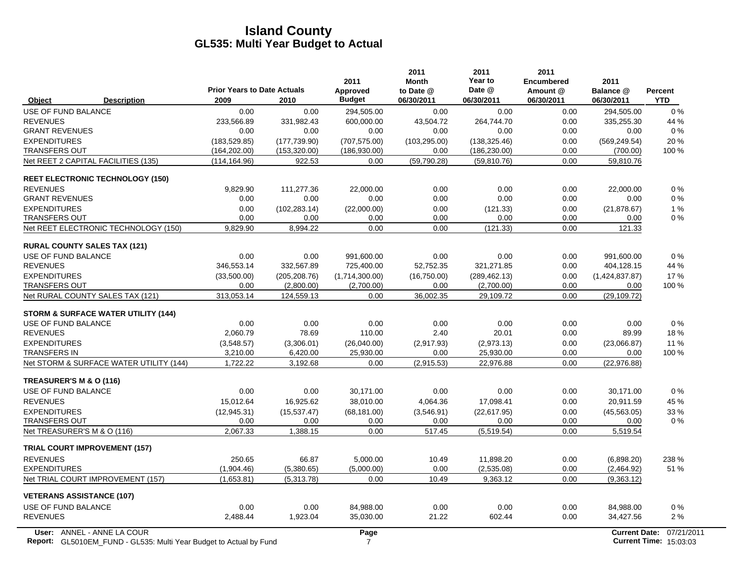# Island County
## GL535: Multi Year Budget to Actual

| Object | Description | Prior Years to Date Actuals 2009 | 2010 | 2011 Approved Budget | 2011 Month to Date @ 06/30/2011 | 2011 Year to Date @ 06/30/2011 | 2011 Encumbered Amount @ 06/30/2011 | 2011 Balance @ 06/30/2011 | Percent YTD |
|---|---|---|---|---|---|---|---|---|---|
| USE OF FUND BALANCE | | 0.00 | 0.00 | 294,505.00 | 0.00 | 0.00 | 0.00 | 294,505.00 | 0 % |
| REVENUES | | 233,566.89 | 331,982.43 | 600,000.00 | 43,504.72 | 264,744.70 | 0.00 | 335,255.30 | 44 % |
| GRANT REVENUES | | 0.00 | 0.00 | 0.00 | 0.00 | 0.00 | 0.00 | 0.00 | 0 % |
| EXPENDITURES | | (183,529.85) | (177,739.90) | (707,575.00) | (103,295.00) | (138,325.46) | 0.00 | (569,249.54) | 20 % |
| TRANSFERS OUT | | (164,202.00) | (153,320.00) | (186,930.00) | 0.00 | (186,230.00) | 0.00 | (700.00) | 100 % |
| Net REET 2 CAPITAL FACILITIES (135) | | (114,164.96) | 922.53 | 0.00 | (59,790.28) | (59,810.76) | 0.00 | 59,810.76 | |
| **REET ELECTRONIC TECHNOLOGY (150)** | | | | | | | | | |
| REVENUES | | 9,829.90 | 111,277.36 | 22,000.00 | 0.00 | 0.00 | 0.00 | 22,000.00 | 0 % |
| GRANT REVENUES | | 0.00 | 0.00 | 0.00 | 0.00 | 0.00 | 0.00 | 0.00 | 0 % |
| EXPENDITURES | | 0.00 | (102,283.14) | (22,000.00) | 0.00 | (121.33) | 0.00 | (21,878.67) | 1 % |
| TRANSFERS OUT | | 0.00 | 0.00 | 0.00 | 0.00 | 0.00 | 0.00 | 0.00 | 0 % |
| Net REET ELECTRONIC TECHNOLOGY (150) | | 9,829.90 | 8,994.22 | 0.00 | 0.00 | (121.33) | 0.00 | 121.33 | |
| **RURAL COUNTY SALES TAX (121)** | | | | | | | | | |
| USE OF FUND BALANCE | | 0.00 | 0.00 | 991,600.00 | 0.00 | 0.00 | 0.00 | 991,600.00 | 0 % |
| REVENUES | | 346,553.14 | 332,567.89 | 725,400.00 | 52,752.35 | 321,271.85 | 0.00 | 404,128.15 | 44 % |
| EXPENDITURES | | (33,500.00) | (205,208.76) | (1,714,300.00) | (16,750.00) | (289,462.13) | 0.00 | (1,424,837.87) | 17 % |
| TRANSFERS OUT | | 0.00 | (2,800.00) | (2,700.00) | 0.00 | (2,700.00) | 0.00 | 0.00 | 100 % |
| Net RURAL COUNTY SALES TAX (121) | | 313,053.14 | 124,559.13 | 0.00 | 36,002.35 | 29,109.72 | 0.00 | (29,109.72) | |
| **STORM & SURFACE WATER UTILITY (144)** | | | | | | | | | |
| USE OF FUND BALANCE | | 0.00 | 0.00 | 0.00 | 0.00 | 0.00 | 0.00 | 0.00 | 0 % |
| REVENUES | | 2,060.79 | 78.69 | 110.00 | 2.40 | 20.01 | 0.00 | 89.99 | 18 % |
| EXPENDITURES | | (3,548.57) | (3,306.01) | (26,040.00) | (2,917.93) | (2,973.13) | 0.00 | (23,066.87) | 11 % |
| TRANSFERS IN | | 3,210.00 | 6,420.00 | 25,930.00 | 0.00 | 25,930.00 | 0.00 | 0.00 | 100 % |
| Net STORM & SURFACE WATER UTILITY (144) | | 1,722.22 | 3,192.68 | 0.00 | (2,915.53) | 22,976.88 | 0.00 | (22,976.88) | |
| **TREASURER'S M & O (116)** | | | | | | | | | |
| USE OF FUND BALANCE | | 0.00 | 0.00 | 30,171.00 | 0.00 | 0.00 | 0.00 | 30,171.00 | 0 % |
| REVENUES | | 15,012.64 | 16,925.62 | 38,010.00 | 4,064.36 | 17,098.41 | 0.00 | 20,911.59 | 45 % |
| EXPENDITURES | | (12,945.31) | (15,537.47) | (68,181.00) | (3,546.91) | (22,617.95) | 0.00 | (45,563.05) | 33 % |
| TRANSFERS OUT | | 0.00 | 0.00 | 0.00 | 0.00 | 0.00 | 0.00 | 0.00 | 0 % |
| Net TREASURER'S M & O (116) | | 2,067.33 | 1,388.15 | 0.00 | 517.45 | (5,519.54) | 0.00 | 5,519.54 | |
| **TRIAL COURT IMPROVEMENT (157)** | | | | | | | | | |
| REVENUES | | 250.65 | 66.87 | 5,000.00 | 10.49 | 11,898.20 | 0.00 | (6,898.20) | 238 % |
| EXPENDITURES | | (1,904.46) | (5,380.65) | (5,000.00) | 0.00 | (2,535.08) | 0.00 | (2,464.92) | 51 % |
| Net TRIAL COURT IMPROVEMENT (157) | | (1,653.81) | (5,313.78) | 0.00 | 10.49 | 9,363.12 | 0.00 | (9,363.12) | |
| **VETERANS ASSISTANCE (107)** | | | | | | | | | |
| USE OF FUND BALANCE | | 0.00 | 0.00 | 84,988.00 | 0.00 | 0.00 | 0.00 | 84,988.00 | 0 % |
| REVENUES | | 2,488.44 | 1,923.04 | 35,030.00 | 21.22 | 602.44 | 0.00 | 34,427.56 | 2 % |

User: ANNEL - ANNE LA COUR
Report: GL5010EM_FUND - GL535: Multi Year Budget to Actual by Fund
Current Date: 07/21/2011
Current Time: 15:03:03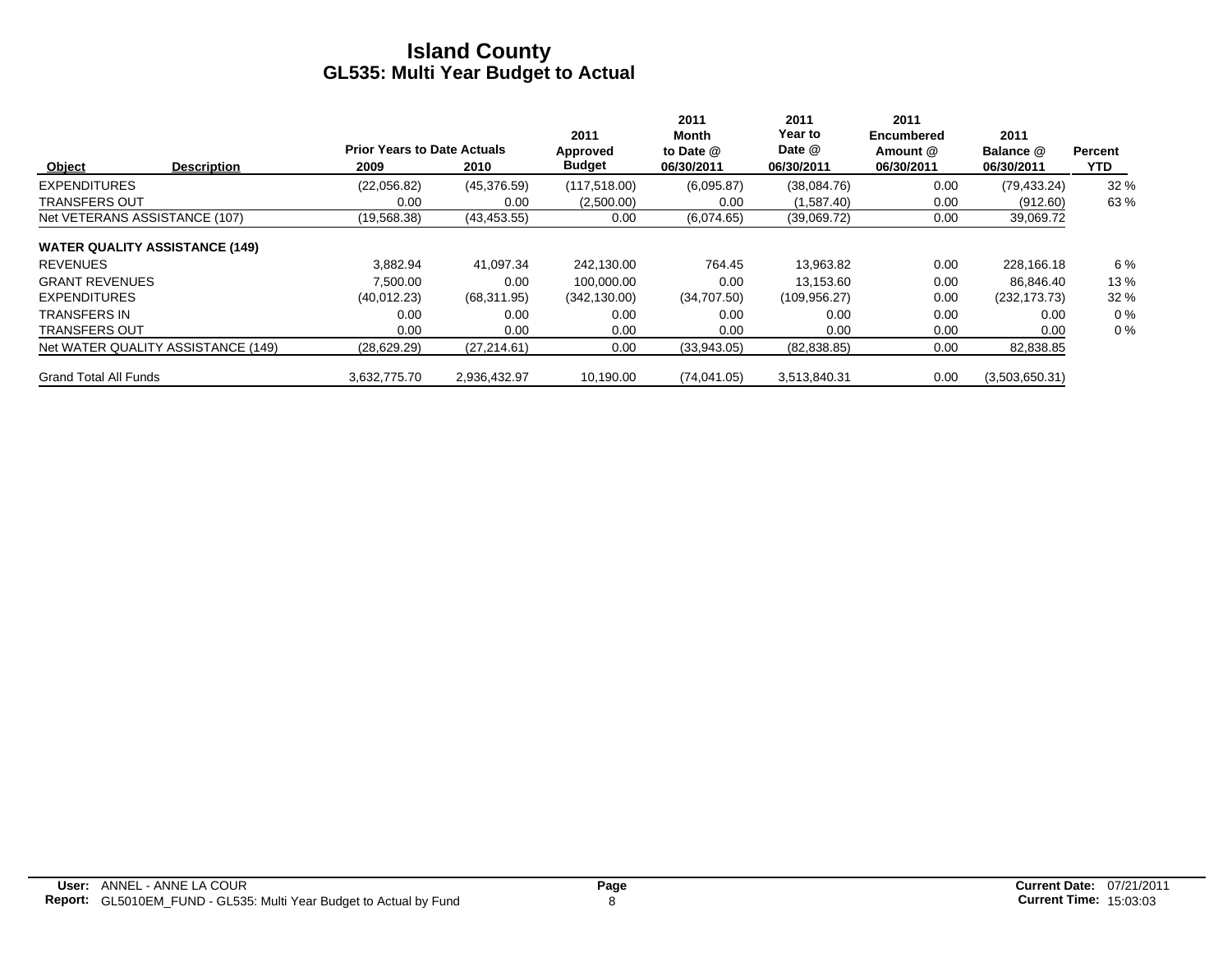# Island County
## GL535: Multi Year Budget to Actual

| Object | Description | Prior Years to Date Actuals 2009 | 2010 | 2011 Approved Budget | 2011 Month to Date @ 06/30/2011 | 2011 Year to Date @ 06/30/2011 | 2011 Encumbered Amount @ 06/30/2011 | 2011 Balance @ 06/30/2011 | Percent YTD |
|---|---|---|---|---|---|---|---|---|---|
| EXPENDITURES | | (22,056.82) | (45,376.59) | (117,518.00) | (6,095.87) | (38,084.76) | 0.00 | (79,433.24) | 32 % |
| TRANSFERS OUT | | 0.00 | 0.00 | (2,500.00) | 0.00 | (1,587.40) | 0.00 | (912.60) | 63 % |
| Net VETERANS ASSISTANCE (107) | | (19,568.38) | (43,453.55) | 0.00 | (6,074.65) | (39,069.72) | 0.00 | 39,069.72 | |
| **WATER QUALITY ASSISTANCE (149)** | | | | | | | | | |
| REVENUES | | 3,882.94 | 41,097.34 | 242,130.00 | 764.45 | 13,963.82 | 0.00 | 228,166.18 | 6 % |
| GRANT REVENUES | | 7,500.00 | 0.00 | 100,000.00 | 0.00 | 13,153.60 | 0.00 | 86,846.40 | 13 % |
| EXPENDITURES | | (40,012.23) | (68,311.95) | (342,130.00) | (34,707.50) | (109,956.27) | 0.00 | (232,173.73) | 32 % |
| TRANSFERS IN | | 0.00 | 0.00 | 0.00 | 0.00 | 0.00 | 0.00 | 0.00 | 0 % |
| TRANSFERS OUT | | 0.00 | 0.00 | 0.00 | 0.00 | 0.00 | 0.00 | 0.00 | 0 % |
| Net WATER QUALITY ASSISTANCE (149) | | (28,629.29) | (27,214.61) | 0.00 | (33,943.05) | (82,838.85) | 0.00 | 82,838.85 | |
| Grand Total All Funds | | 3,632,775.70 | 2,936,432.97 | 10,190.00 | (74,041.05) | 3,513,840.31 | 0.00 | (3,503,650.31) | |

**User:** ANNEL - ANNE LA COUR
**Report:** GL5010EM_FUND - GL535: Multi Year Budget to Actual by Fund
**Page** 8
**Current Date:** 07/21/2011
**Current Time:** 15:03:03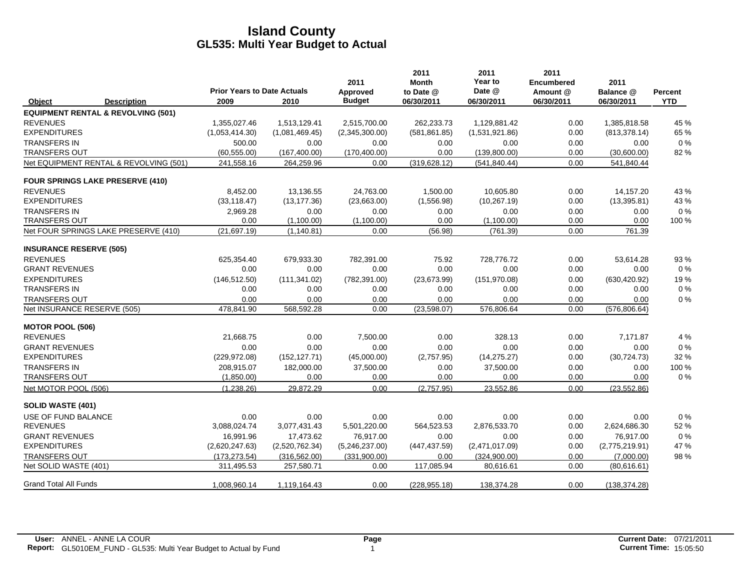# Island County
## GL535: Multi Year Budget to Actual

| Object | Description | Prior Years to Date Actuals 2009 | 2010 | 2011 Approved Budget | 2011 Month to Date @ 06/30/2011 | 2011 Year to Date @ 06/30/2011 | 2011 Encumbered Amount @ 06/30/2011 | 2011 Balance @ 06/30/2011 | Percent YTD |
|---|---|---|---|---|---|---|---|---|---|
| **EQUIPMENT RENTAL & REVOLVING (501)** | | | | | | | | | |
| REVENUES | | 1,355,027.46 | 1,513,129.41 | 2,515,700.00 | 262,233.73 | 1,129,881.42 | 0.00 | 1,385,818.58 | 45 % |
| EXPENDITURES | | (1,053,414.30) | (1,081,469.45) | (2,345,300.00) | (581,861.85) | (1,531,921.86) | 0.00 | (813,378.14) | 65 % |
| TRANSFERS IN | | 500.00 | 0.00 | 0.00 | 0.00 | 0.00 | 0.00 | 0.00 | 0 % |
| TRANSFERS OUT | | (60,555.00) | (167,400.00) | (170,400.00) | 0.00 | (139,800.00) | 0.00 | (30,600.00) | 82 % |
| Net EQUIPMENT RENTAL & REVOLVING (501) | | 241,558.16 | 264,259.96 | 0.00 | (319,628.12) | (541,840.44) | 0.00 | 541,840.44 | |
| **FOUR SPRINGS LAKE PRESERVE (410)** | | | | | | | | | |
| REVENUES | | 8,452.00 | 13,136.55 | 24,763.00 | 1,500.00 | 10,605.80 | 0.00 | 14,157.20 | 43 % |
| EXPENDITURES | | (33,118.47) | (13,177.36) | (23,663.00) | (1,556.98) | (10,267.19) | 0.00 | (13,395.81) | 43 % |
| TRANSFERS IN | | 2,969.28 | 0.00 | 0.00 | 0.00 | 0.00 | 0.00 | 0.00 | 0 % |
| TRANSFERS OUT | | 0.00 | (1,100.00) | (1,100.00) | 0.00 | (1,100.00) | 0.00 | 0.00 | 100 % |
| Net FOUR SPRINGS LAKE PRESERVE (410) | | (21,697.19) | (1,140.81) | 0.00 | (56.98) | (761.39) | 0.00 | 761.39 | |
| **INSURANCE RESERVE (505)** | | | | | | | | | |
| REVENUES | | 625,354.40 | 679,933.30 | 782,391.00 | 75.92 | 728,776.72 | 0.00 | 53,614.28 | 93 % |
| GRANT REVENUES | | 0.00 | 0.00 | 0.00 | 0.00 | 0.00 | 0.00 | 0.00 | 0 % |
| EXPENDITURES | | (146,512.50) | (111,341.02) | (782,391.00) | (23,673.99) | (151,970.08) | 0.00 | (630,420.92) | 19 % |
| TRANSFERS IN | | 0.00 | 0.00 | 0.00 | 0.00 | 0.00 | 0.00 | 0.00 | 0 % |
| TRANSFERS OUT | | 0.00 | 0.00 | 0.00 | 0.00 | 0.00 | 0.00 | 0.00 | 0 % |
| Net INSURANCE RESERVE (505) | | 478,841.90 | 568,592.28 | 0.00 | (23,598.07) | 576,806.64 | 0.00 | (576,806.64) | |
| **MOTOR POOL (506)** | | | | | | | | | |
| REVENUES | | 21,668.75 | 0.00 | 7,500.00 | 0.00 | 328.13 | 0.00 | 7,171.87 | 4 % |
| GRANT REVENUES | | 0.00 | 0.00 | 0.00 | 0.00 | 0.00 | 0.00 | 0.00 | 0 % |
| EXPENDITURES | | (229,972.08) | (152,127.71) | (45,000.00) | (2,757.95) | (14,275.27) | 0.00 | (30,724.73) | 32 % |
| TRANSFERS IN | | 208,915.07 | 182,000.00 | 37,500.00 | 0.00 | 37,500.00 | 0.00 | 0.00 | 100 % |
| TRANSFERS OUT | | (1,850.00) | 0.00 | 0.00 | 0.00 | 0.00 | 0.00 | 0.00 | 0 % |
| Net MOTOR POOL (506) | | (1,238.26) | 29,872.29 | 0.00 | (2,757.95) | 23,552.86 | 0.00 | (23,552.86) | |
| **SOLID WASTE (401)** | | | | | | | | | |
| USE OF FUND BALANCE | | 0.00 | 0.00 | 0.00 | 0.00 | 0.00 | 0.00 | 0.00 | 0 % |
| REVENUES | | 3,088,024.74 | 3,077,431.43 | 5,501,220.00 | 564,523.53 | 2,876,533.70 | 0.00 | 2,624,686.30 | 52 % |
| GRANT REVENUES | | 16,991.96 | 17,473.62 | 76,917.00 | 0.00 | 0.00 | 0.00 | 76,917.00 | 0 % |
| EXPENDITURES | | (2,620,247.63) | (2,520,762.34) | (5,246,237.00) | (447,437.59) | (2,471,017.09) | 0.00 | (2,775,219.91) | 47 % |
| TRANSFERS OUT | | (173,273.54) | (316,562.00) | (331,900.00) | 0.00 | (324,900.00) | 0.00 | (7,000.00) | 98 % |
| Net SOLID WASTE (401) | | 311,495.53 | 257,580.71 | 0.00 | 117,085.94 | 80,616.61 | 0.00 | (80,616.61) | |
| Grand Total All Funds | | 1,008,960.14 | 1,119,164.43 | 0.00 | (228,955.18) | 138,374.28 | 0.00 | (138,374.28) | |

**User:** ANNEL - ANNE LA COUR
**Report:** GL5010EM_FUND - GL535: Multi Year Budget to Actual by Fund

**Current Date:** 07/21/2011
**Current Time:** 15:05:50